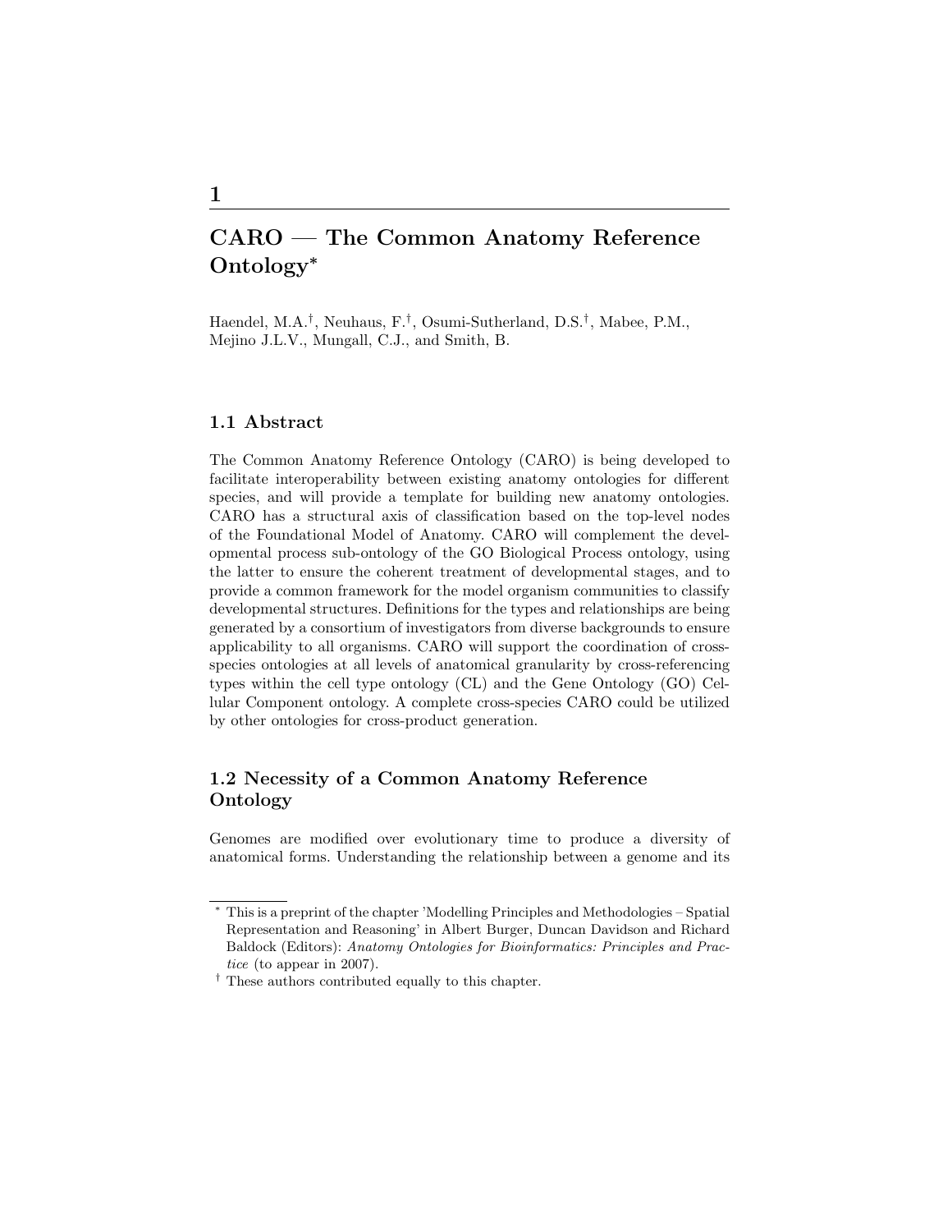# 1

## CARO — The Common Anatomy Reference Ontology*

Haendel, M.A.[†], Neuhaus, F.[†], Osumi-Sutherland, D.S.[†], Mabee, P.M., Mejino J.L.V., Mungall, C.J., and Smith, B.

### 1.1 Abstract

The Common Anatomy Reference Ontology (CARO) is being developed to facilitate interoperability between existing anatomy ontologies for different species, and will provide a template for building new anatomy ontologies. CARO has a structural axis of classification based on the top-level nodes of the Foundational Model of Anatomy. CARO will complement the developmental process sub-ontology of the GO Biological Process ontology, using the latter to ensure the coherent treatment of developmental stages, and to provide a common framework for the model organism communities to classify developmental structures. Definitions for the types and relationships are being generated by a consortium of investigators from diverse backgrounds to ensure applicability to all organisms. CARO will support the coordination of cross-species ontologies at all levels of anatomical granularity by cross-referencing types within the cell type ontology (CL) and the Gene Ontology (GO) Cellular Component ontology. A complete cross-species CARO could be utilized by other ontologies for cross-product generation.

### 1.2 Necessity of a Common Anatomy Reference Ontology

Genomes are modified over evolutionary time to produce a diversity of anatomical forms. Understanding the relationship between a genome and its

---

* This is a preprint of the chapter 'Modelling Principles and Methodologies – Spatial Representation and Reasoning' in Albert Burger, Duncan Davidson and Richard Baldock (Editors): *Anatomy Ontologies for Bioinformatics: Principles and Practice* (to appear in 2007).

[†] These authors contributed equally to this chapter.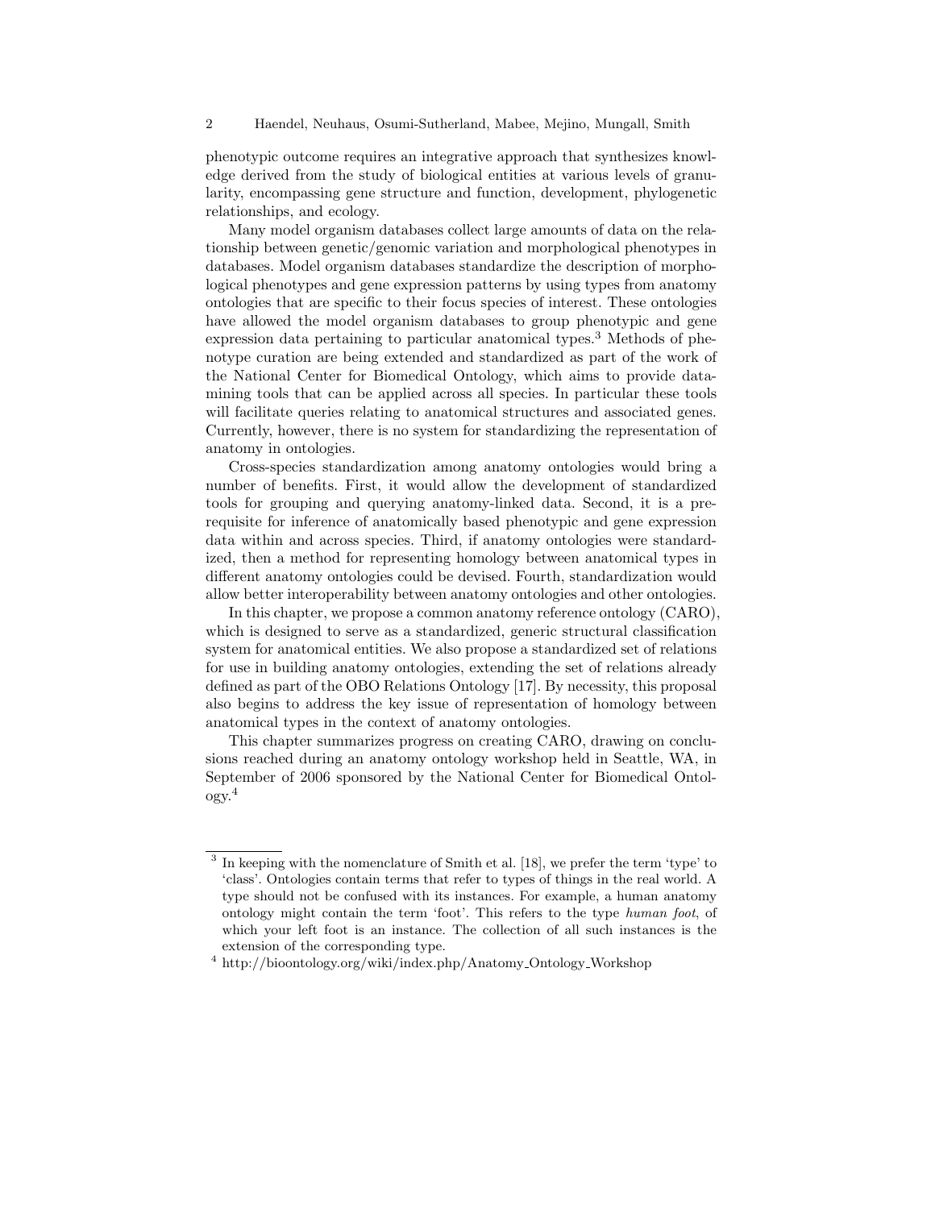phenotypic outcome requires an integrative approach that synthesizes knowledge derived from the study of biological entities at various levels of granularity, encompassing gene structure and function, development, phylogenetic relationships, and ecology.

Many model organism databases collect large amounts of data on the relationship between genetic/genomic variation and morphological phenotypes in databases. Model organism databases standardize the description of morphological phenotypes and gene expression patterns by using types from anatomy ontologies that are specific to their focus species of interest. These ontologies have allowed the model organism databases to group phenotypic and gene expression data pertaining to particular anatomical types.[3] Methods of phenotype curation are being extended and standardized as part of the work of the National Center for Biomedical Ontology, which aims to provide data-mining tools that can be applied across all species. In particular these tools will facilitate queries relating to anatomical structures and associated genes. Currently, however, there is no system for standardizing the representation of anatomy in ontologies.

Cross-species standardization among anatomy ontologies would bring a number of benefits. First, it would allow the development of standardized tools for grouping and querying anatomy-linked data. Second, it is a prerequisite for inference of anatomically based phenotypic and gene expression data within and across species. Third, if anatomy ontologies were standardized, then a method for representing homology between anatomical types in different anatomy ontologies could be devised. Fourth, standardization would allow better interoperability between anatomy ontologies and other ontologies.

In this chapter, we propose a common anatomy reference ontology (CARO), which is designed to serve as a standardized, generic structural classification system for anatomical entities. We also propose a standardized set of relations for use in building anatomy ontologies, extending the set of relations already defined as part of the OBO Relations Ontology [17]. By necessity, this proposal also begins to address the key issue of representation of homology between anatomical types in the context of anatomy ontologies.

This chapter summarizes progress on creating CARO, drawing on conclusions reached during an anatomy ontology workshop held in Seattle, WA, in September of 2006 sponsored by the National Center for Biomedical Ontology.[4]

---

[3] In keeping with the nomenclature of Smith et al. [18], we prefer the term 'type' to 'class'. Ontologies contain terms that refer to types of things in the real world. A type should not be confused with its instances. For example, a human anatomy ontology might contain the term 'foot'. This refers to the type *human foot*, of which your left foot is an instance. The collection of all such instances is the extension of the corresponding type.

[4] http://bioontology.org/wiki/index.php/Anatomy_Ontology_Workshop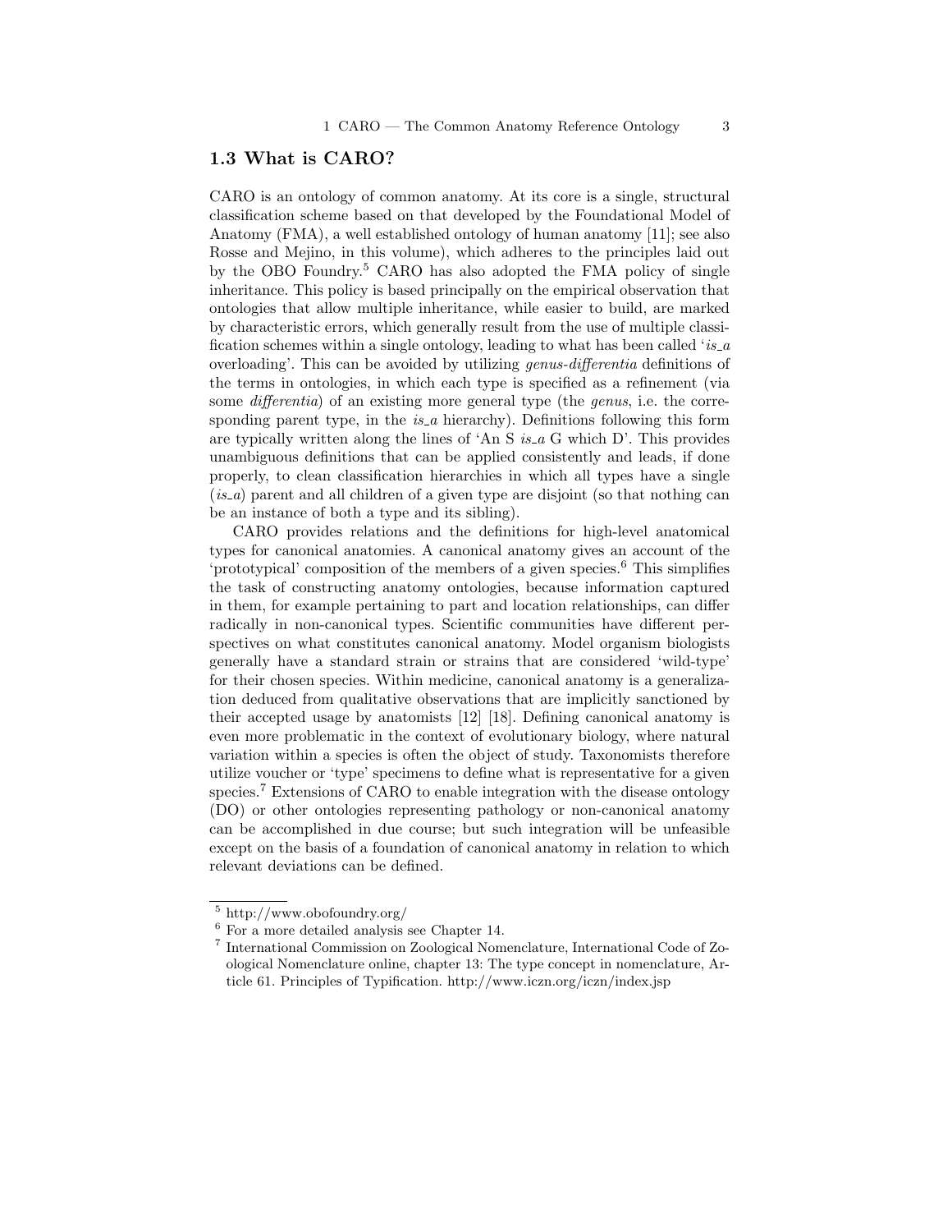## 1.3 What is CARO?

CARO is an ontology of common anatomy. At its core is a single, structural classification scheme based on that developed by the Foundational Model of Anatomy (FMA), a well established ontology of human anatomy [11]; see also Rosse and Mejino, in this volume), which adheres to the principles laid out by the OBO Foundry.[5] CARO has also adopted the FMA policy of single inheritance. This policy is based principally on the empirical observation that ontologies that allow multiple inheritance, while easier to build, are marked by characteristic errors, which generally result from the use of multiple classification schemes within a single ontology, leading to what has been called '*is_a* overloading'. This can be avoided by utilizing *genus-differentia* definitions of the terms in ontologies, in which each type is specified as a refinement (via some *differentia*) of an existing more general type (the *genus*, i.e. the corresponding parent type, in the *is_a* hierarchy). Definitions following this form are typically written along the lines of 'An S *is_a* G which D'. This provides unambiguous definitions that can be applied consistently and leads, if done properly, to clean classification hierarchies in which all types have a single (*is_a*) parent and all children of a given type are disjoint (so that nothing can be an instance of both a type and its sibling).

CARO provides relations and the definitions for high-level anatomical types for canonical anatomies. A canonical anatomy gives an account of the 'prototypical' composition of the members of a given species.[6] This simplifies the task of constructing anatomy ontologies, because information captured in them, for example pertaining to part and location relationships, can differ radically in non-canonical types. Scientific communities have different perspectives on what constitutes canonical anatomy. Model organism biologists generally have a standard strain or strains that are considered 'wild-type' for their chosen species. Within medicine, canonical anatomy is a generalization deduced from qualitative observations that are implicitly sanctioned by their accepted usage by anatomists [12] [18]. Defining canonical anatomy is even more problematic in the context of evolutionary biology, where natural variation within a species is often the object of study. Taxonomists therefore utilize voucher or 'type' specimens to define what is representative for a given species.[7] Extensions of CARO to enable integration with the disease ontology (DO) or other ontologies representing pathology or non-canonical anatomy can be accomplished in due course; but such integration will be unfeasible except on the basis of a foundation of canonical anatomy in relation to which relevant deviations can be defined.

---

[5] http://www.obofoundry.org/

[6] For a more detailed analysis see Chapter 14.

[7] International Commission on Zoological Nomenclature, International Code of Zoological Nomenclature online, chapter 13: The type concept in nomenclature, Article 61. Principles of Typification. http://www.iczn.org/iczn/index.jsp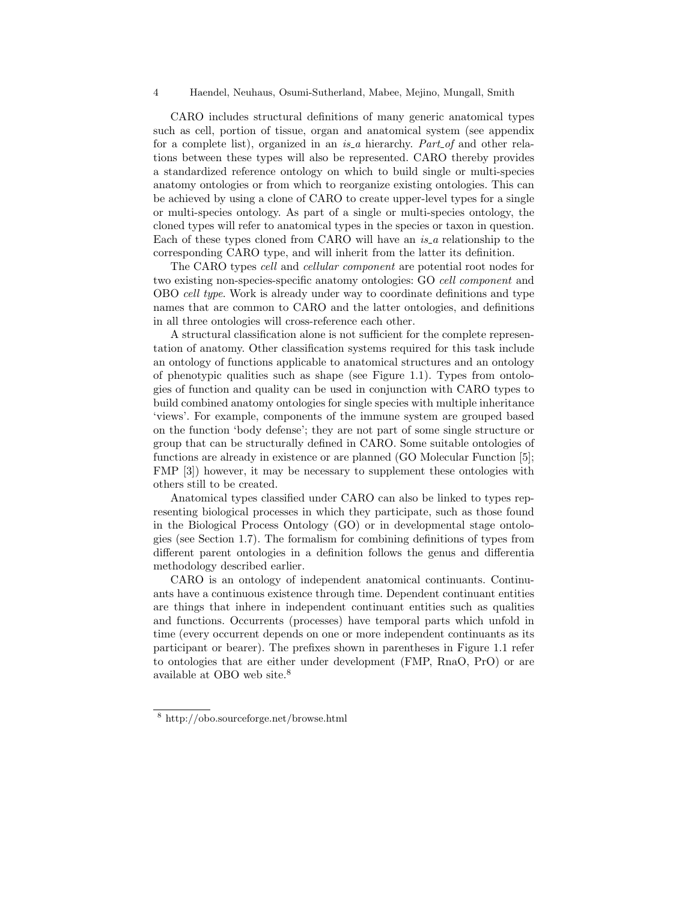CARO includes structural definitions of many generic anatomical types such as cell, portion of tissue, organ and anatomical system (see appendix for a complete list), organized in an *is_a* hierarchy. *Part_of* and other relations between these types will also be represented. CARO thereby provides a standardized reference ontology on which to build single or multi-species anatomy ontologies or from which to reorganize existing ontologies. This can be achieved by using a clone of CARO to create upper-level types for a single or multi-species ontology. As part of a single or multi-species ontology, the cloned types will refer to anatomical types in the species or taxon in question. Each of these types cloned from CARO will have an *is_a* relationship to the corresponding CARO type, and will inherit from the latter its definition.

The CARO types *cell* and *cellular component* are potential root nodes for two existing non-species-specific anatomy ontologies: GO *cell component* and OBO *cell type*. Work is already under way to coordinate definitions and type names that are common to CARO and the latter ontologies, and definitions in all three ontologies will cross-reference each other.

A structural classification alone is not sufficient for the complete representation of anatomy. Other classification systems required for this task include an ontology of functions applicable to anatomical structures and an ontology of phenotypic qualities such as shape (see Figure 1.1). Types from ontologies of function and quality can be used in conjunction with CARO types to build combined anatomy ontologies for single species with multiple inheritance 'views'. For example, components of the immune system are grouped based on the function 'body defense'; they are not part of some single structure or group that can be structurally defined in CARO. Some suitable ontologies of functions are already in existence or are planned (GO Molecular Function [5]; FMP [3]) however, it may be necessary to supplement these ontologies with others still to be created.

Anatomical types classified under CARO can also be linked to types representing biological processes in which they participate, such as those found in the Biological Process Ontology (GO) or in developmental stage ontologies (see Section 1.7). The formalism for combining definitions of types from different parent ontologies in a definition follows the genus and differentia methodology described earlier.

CARO is an ontology of independent anatomical continuants. Continuants have a continuous existence through time. Dependent continuant entities are things that inhere in independent continuant entities such as qualities and functions. Occurrents (processes) have temporal parts which unfold in time (every occurrent depends on one or more independent continuants as its participant or bearer). The prefixes shown in parentheses in Figure 1.1 refer to ontologies that are either under development (FMP, RnaO, PrO) or are available at OBO web site.[8]

[8] http://obo.sourceforge.net/browse.html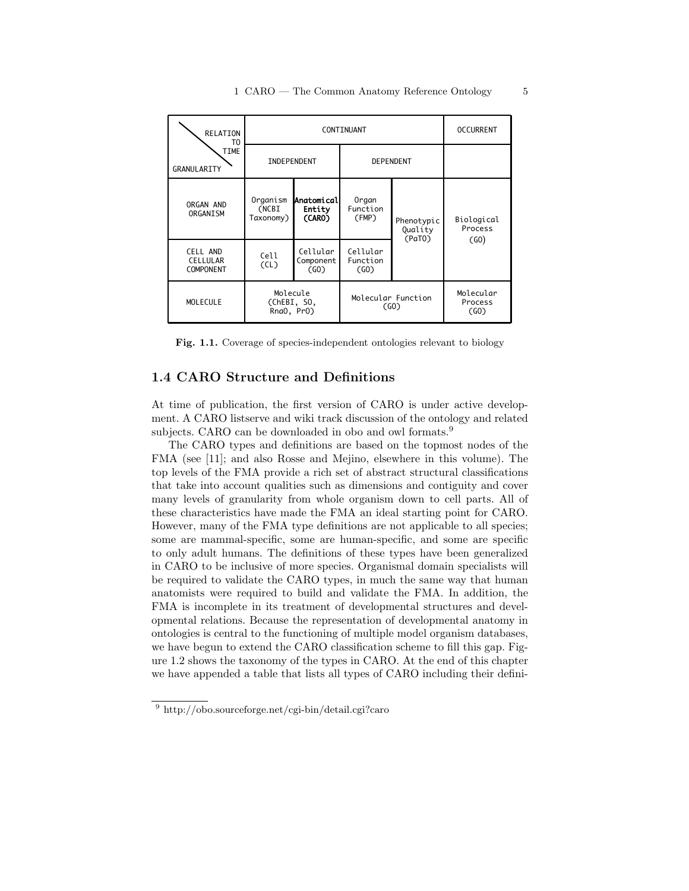| RELATION TO TIME / GRANULARITY | CONTINUANT | | | | OCCURRENT |
|---|---|---|---|---|---|
| | INDEPENDENT | | DEPENDENT | | |
| ORGAN AND ORGANISM | Organism (NCBI Taxonomy) | **Anatomical Entity (CARO)** | Organ Function (FMP) | Phenotypic Quality (PaTO) | Biological Process (GO) |
| CELL AND CELLULAR COMPONENT | Cell (CL) | Cellular Component (GO) | Cellular Function (GO) | | |
| MOLECULE | Molecule (ChEBI, SO, RnaO, PrO) | | Molecular Function (GO) | | Molecular Process (GO) |

**Fig. 1.1.** Coverage of species-independent ontologies relevant to biology

## 1.4 CARO Structure and Definitions

At time of publication, the first version of CARO is under active development. A CARO listserve and wiki track discussion of the ontology and related subjects. CARO can be downloaded in obo and owl formats.[9]

The CARO types and definitions are based on the topmost nodes of the FMA (see [11]; and also Rosse and Mejino, elsewhere in this volume). The top levels of the FMA provide a rich set of abstract structural classifications that take into account qualities such as dimensions and contiguity and cover many levels of granularity from whole organism down to cell parts. All of these characteristics have made the FMA an ideal starting point for CARO. However, many of the FMA type definitions are not applicable to all species; some are mammal-specific, some are human-specific, and some are specific to only adult humans. The definitions of these types have been generalized in CARO to be inclusive of more species. Organismal domain specialists will be required to validate the CARO types, in much the same way that human anatomists were required to build and validate the FMA. In addition, the FMA is incomplete in its treatment of developmental structures and developmental relations. Because the representation of developmental anatomy in ontologies is central to the functioning of multiple model organism databases, we have begun to extend the CARO classification scheme to fill this gap. Figure 1.2 shows the taxonomy of the types in CARO. At the end of this chapter we have appended a table that lists all types of CARO including their defini-

[9] http://obo.sourceforge.net/cgi-bin/detail.cgi?caro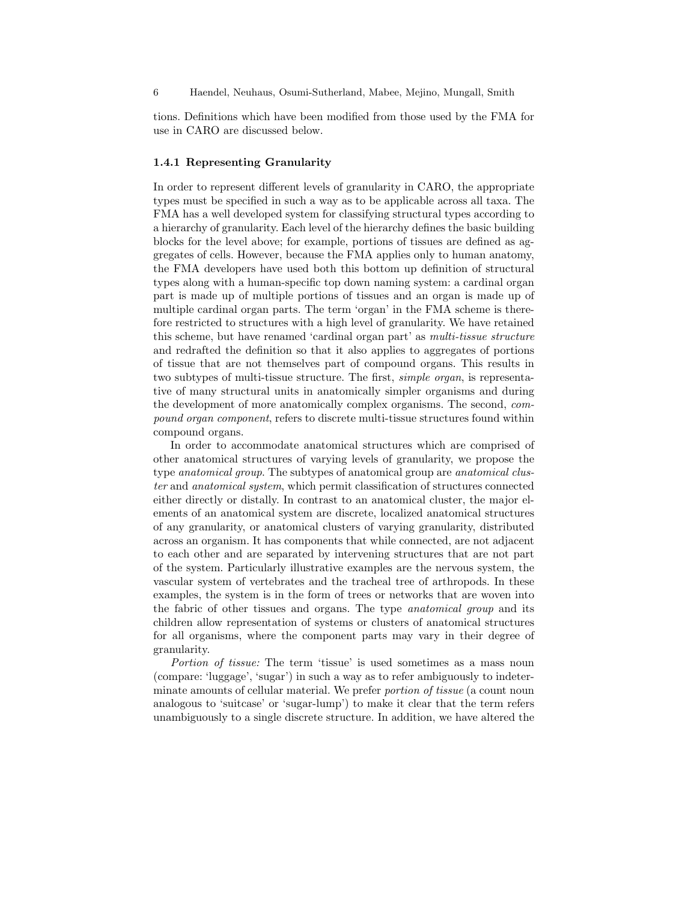tions. Definitions which have been modified from those used by the FMA for use in CARO are discussed below.

### 1.4.1 Representing Granularity

In order to represent different levels of granularity in CARO, the appropriate types must be specified in such a way as to be applicable across all taxa. The FMA has a well developed system for classifying structural types according to a hierarchy of granularity. Each level of the hierarchy defines the basic building blocks for the level above; for example, portions of tissues are defined as aggregates of cells. However, because the FMA applies only to human anatomy, the FMA developers have used both this bottom up definition of structural types along with a human-specific top down naming system: a cardinal organ part is made up of multiple portions of tissues and an organ is made up of multiple cardinal organ parts. The term 'organ' in the FMA scheme is therefore restricted to structures with a high level of granularity. We have retained this scheme, but have renamed 'cardinal organ part' as *multi-tissue structure* and redrafted the definition so that it also applies to aggregates of portions of tissue that are not themselves part of compound organs. This results in two subtypes of multi-tissue structure. The first, *simple organ*, is representative of many structural units in anatomically simpler organisms and during the development of more anatomically complex organisms. The second, *compound organ component*, refers to discrete multi-tissue structures found within compound organs.

In order to accommodate anatomical structures which are comprised of other anatomical structures of varying levels of granularity, we propose the type *anatomical group*. The subtypes of anatomical group are *anatomical cluster* and *anatomical system*, which permit classification of structures connected either directly or distally. In contrast to an anatomical cluster, the major elements of an anatomical system are discrete, localized anatomical structures of any granularity, or anatomical clusters of varying granularity, distributed across an organism. It has components that while connected, are not adjacent to each other and are separated by intervening structures that are not part of the system. Particularly illustrative examples are the nervous system, the vascular system of vertebrates and the tracheal tree of arthropods. In these examples, the system is in the form of trees or networks that are woven into the fabric of other tissues and organs. The type *anatomical group* and its children allow representation of systems or clusters of anatomical structures for all organisms, where the component parts may vary in their degree of granularity.

*Portion of tissue:* The term 'tissue' is used sometimes as a mass noun (compare: 'luggage', 'sugar') in such a way as to refer ambiguously to indeterminate amounts of cellular material. We prefer *portion of tissue* (a count noun analogous to 'suitcase' or 'sugar-lump') to make it clear that the term refers unambiguously to a single discrete structure. In addition, we have altered the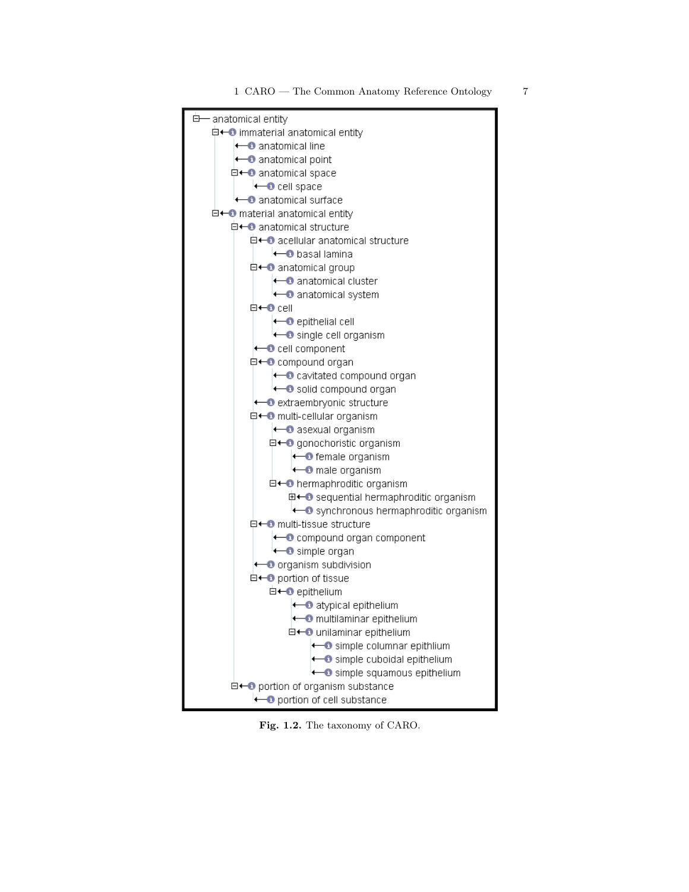- anatomical entity
  - immaterial anatomical entity
    - anatomical line
    - anatomical point
    - anatomical space
      - cell space
    - anatomical surface
  - material anatomical entity
    - anatomical structure
      - acellular anatomical structure
        - basal lamina
      - anatomical group
        - anatomical cluster
        - anatomical system
      - cell
        - epithelial cell
        - single cell organism
      - cell component
      - compound organ
        - cavitated compound organ
        - solid compound organ
      - extraembryonic structure
      - multi-cellular organism
        - asexual organism
        - gonochoristic organism
          - female organism
          - male organism
        - hermaphroditic organism
          - sequential hermaphroditic organism
          - synchronous hermaphroditic organism
      - multi-tissue structure
        - compound organ component
        - simple organ
      - organism subdivision
      - portion of tissue
        - epithelium
          - atypical epithelium
          - multilaminar epithelium
          - unilaminar epithelium
            - simple columnar epithlium
            - simple cuboidal epithelium
            - simple squamous epithelium
    - portion of organism substance
      - portion of cell substance

**Fig. 1.2.** The taxonomy of CARO.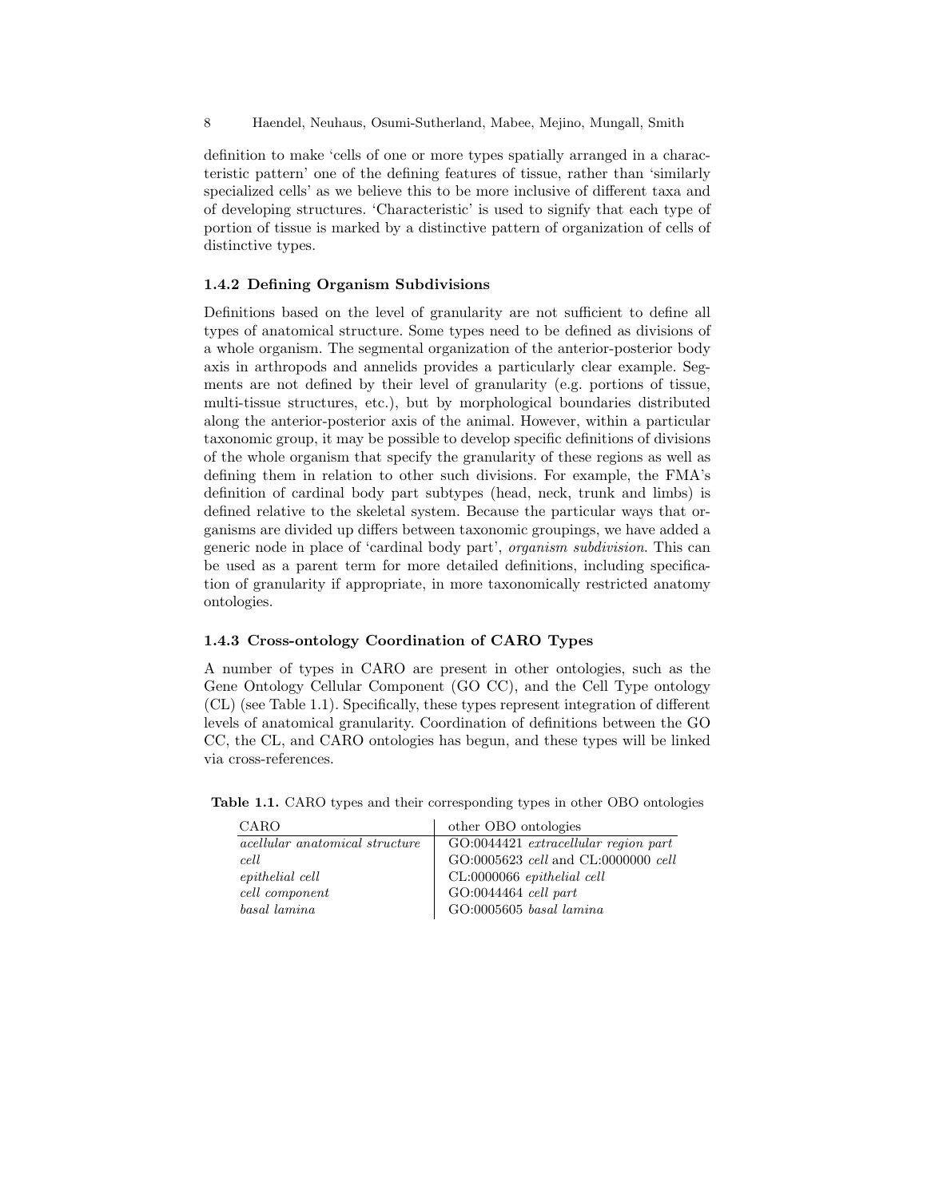definition to make 'cells of one or more types spatially arranged in a characteristic pattern' one of the defining features of tissue, rather than 'similarly specialized cells' as we believe this to be more inclusive of different taxa and of developing structures. 'Characteristic' is used to signify that each type of portion of tissue is marked by a distinctive pattern of organization of cells of distinctive types.

### 1.4.2 Defining Organism Subdivisions

Definitions based on the level of granularity are not sufficient to define all types of anatomical structure. Some types need to be defined as divisions of a whole organism. The segmental organization of the anterior-posterior body axis in arthropods and annelids provides a particularly clear example. Segments are not defined by their level of granularity (e.g. portions of tissue, multi-tissue structures, etc.), but by morphological boundaries distributed along the anterior-posterior axis of the animal. However, within a particular taxonomic group, it may be possible to develop specific definitions of divisions of the whole organism that specify the granularity of these regions as well as defining them in relation to other such divisions. For example, the FMA's definition of cardinal body part subtypes (head, neck, trunk and limbs) is defined relative to the skeletal system. Because the particular ways that organisms are divided up differs between taxonomic groupings, we have added a generic node in place of 'cardinal body part', *organism subdivision*. This can be used as a parent term for more detailed definitions, including specification of granularity if appropriate, in more taxonomically restricted anatomy ontologies.

### 1.4.3 Cross-ontology Coordination of CARO Types

A number of types in CARO are present in other ontologies, such as the Gene Ontology Cellular Component (GO CC), and the Cell Type ontology (CL) (see Table 1.1). Specifically, these types represent integration of different levels of anatomical granularity. Coordination of definitions between the GO CC, the CL, and CARO ontologies has begun, and these types will be linked via cross-references.

**Table 1.1.** CARO types and their corresponding types in other OBO ontologies

| CARO | other OBO ontologies |
|---|---|
| *acellular anatomical structure* | GO:0044421 *extracellular region part* |
| *cell* | GO:0005623 *cell* and CL:0000000 *cell* |
| *epithelial cell* | CL:0000066 *epithelial cell* |
| *cell component* | GO:0044464 *cell part* |
| *basal lamina* | GO:0005605 *basal lamina* |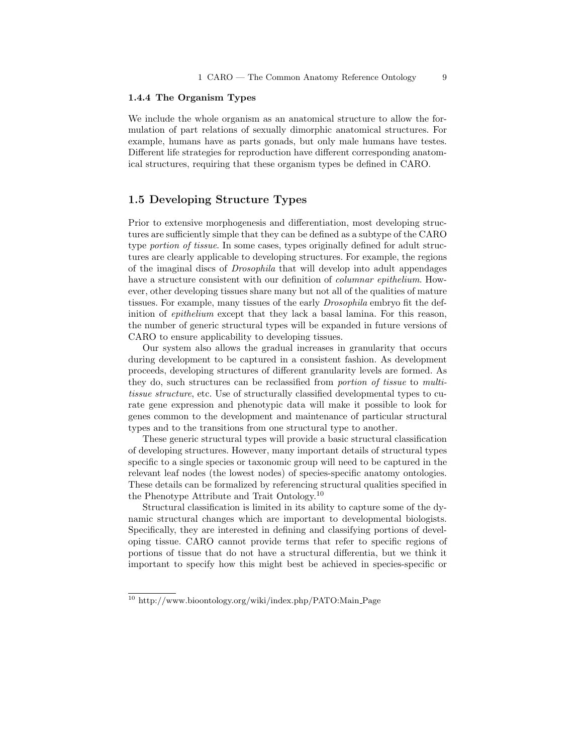### 1.4.4 The Organism Types

We include the whole organism as an anatomical structure to allow the formulation of part relations of sexually dimorphic anatomical structures. For example, humans have as parts gonads, but only male humans have testes. Different life strategies for reproduction have different corresponding anatomical structures, requiring that these organism types be defined in CARO.

## 1.5 Developing Structure Types

Prior to extensive morphogenesis and differentiation, most developing structures are sufficiently simple that they can be defined as a subtype of the CARO type *portion of tissue*. In some cases, types originally defined for adult structures are clearly applicable to developing structures. For example, the regions of the imaginal discs of *Drosophila* that will develop into adult appendages have a structure consistent with our definition of *columnar epithelium*. However, other developing tissues share many but not all of the qualities of mature tissues. For example, many tissues of the early *Drosophila* embryo fit the definition of *epithelium* except that they lack a basal lamina. For this reason, the number of generic structural types will be expanded in future versions of CARO to ensure applicability to developing tissues.

Our system also allows the gradual increases in granularity that occurs during development to be captured in a consistent fashion. As development proceeds, developing structures of different granularity levels are formed. As they do, such structures can be reclassified from *portion of tissue* to *multi-tissue structure*, etc. Use of structurally classified developmental types to curate gene expression and phenotypic data will make it possible to look for genes common to the development and maintenance of particular structural types and to the transitions from one structural type to another.

These generic structural types will provide a basic structural classification of developing structures. However, many important details of structural types specific to a single species or taxonomic group will need to be captured in the relevant leaf nodes (the lowest nodes) of species-specific anatomy ontologies. These details can be formalized by referencing structural qualities specified in the Phenotype Attribute and Trait Ontology.[10]

Structural classification is limited in its ability to capture some of the dynamic structural changes which are important to developmental biologists. Specifically, they are interested in defining and classifying portions of developing tissue. CARO cannot provide terms that refer to specific regions of portions of tissue that do not have a structural differentia, but we think it important to specify how this might best be achieved in species-specific or

[10] http://www.bioontology.org/wiki/index.php/PATO:Main_Page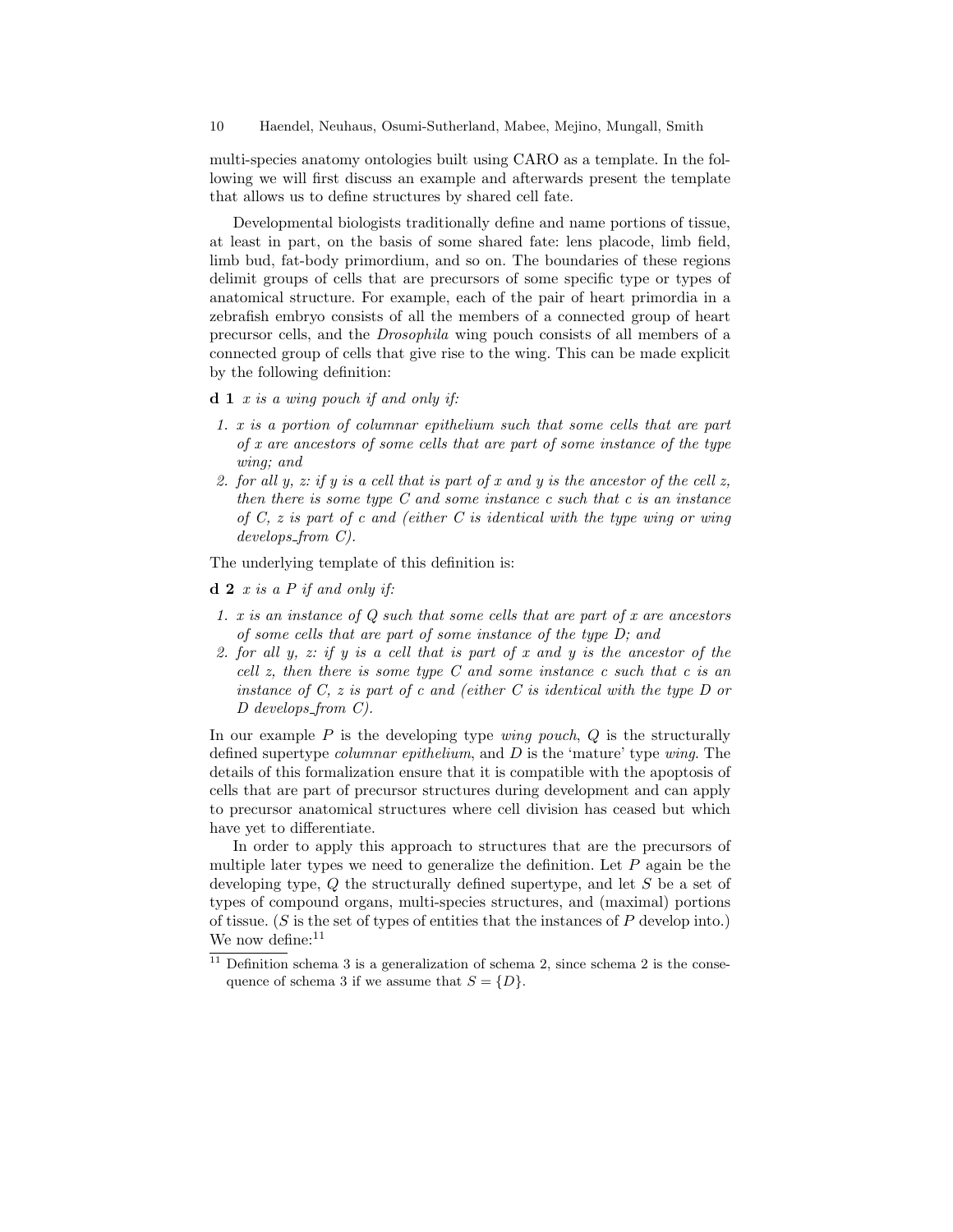multi-species anatomy ontologies built using CARO as a template. In the following we will first discuss an example and afterwards present the template that allows us to define structures by shared cell fate.

Developmental biologists traditionally define and name portions of tissue, at least in part, on the basis of some shared fate: lens placode, limb field, limb bud, fat-body primordium, and so on. The boundaries of these regions delimit groups of cells that are precursors of some specific type or types of anatomical structure. For example, each of the pair of heart primordia in a zebrafish embryo consists of all the members of a connected group of heart precursor cells, and the *Drosophila* wing pouch consists of all members of a connected group of cells that give rise to the wing. This can be made explicit by the following definition:

**d 1** *x is a wing pouch if and only if:*

1. *x is a portion of columnar epithelium such that some cells that are part of x are ancestors of some cells that are part of some instance of the type wing; and*
2. *for all y, z: if y is a cell that is part of x and y is the ancestor of the cell z, then there is some type C and some instance c such that c is an instance of C, z is part of c and (either C is identical with the type wing or wing develops_from C).*

The underlying template of this definition is:

**d 2** *x is a P if and only if:*

1. *x is an instance of Q such that some cells that are part of x are ancestors of some cells that are part of some instance of the type D; and*
2. *for all y, z: if y is a cell that is part of x and y is the ancestor of the cell z, then there is some type C and some instance c such that c is an instance of C, z is part of c and (either C is identical with the type D or D develops_from C).*

In our example $P$ is the developing type *wing pouch*, $Q$ is the structurally defined supertype *columnar epithelium*, and $D$ is the 'mature' type *wing*. The details of this formalization ensure that it is compatible with the apoptosis of cells that are part of precursor structures during development and can apply to precursor anatomical structures where cell division has ceased but which have yet to differentiate.

In order to apply this approach to structures that are the precursors of multiple later types we need to generalize the definition. Let $P$ again be the developing type, $Q$ the structurally defined supertype, and let $S$ be a set of types of compound organs, multi-species structures, and (maximal) portions of tissue. ($S$ is the set of types of entities that the instances of $P$ develop into.) We now define:[11]

[11] Definition schema 3 is a generalization of schema 2, since schema 2 is the consequence of schema 3 if we assume that $S = \{D\}$.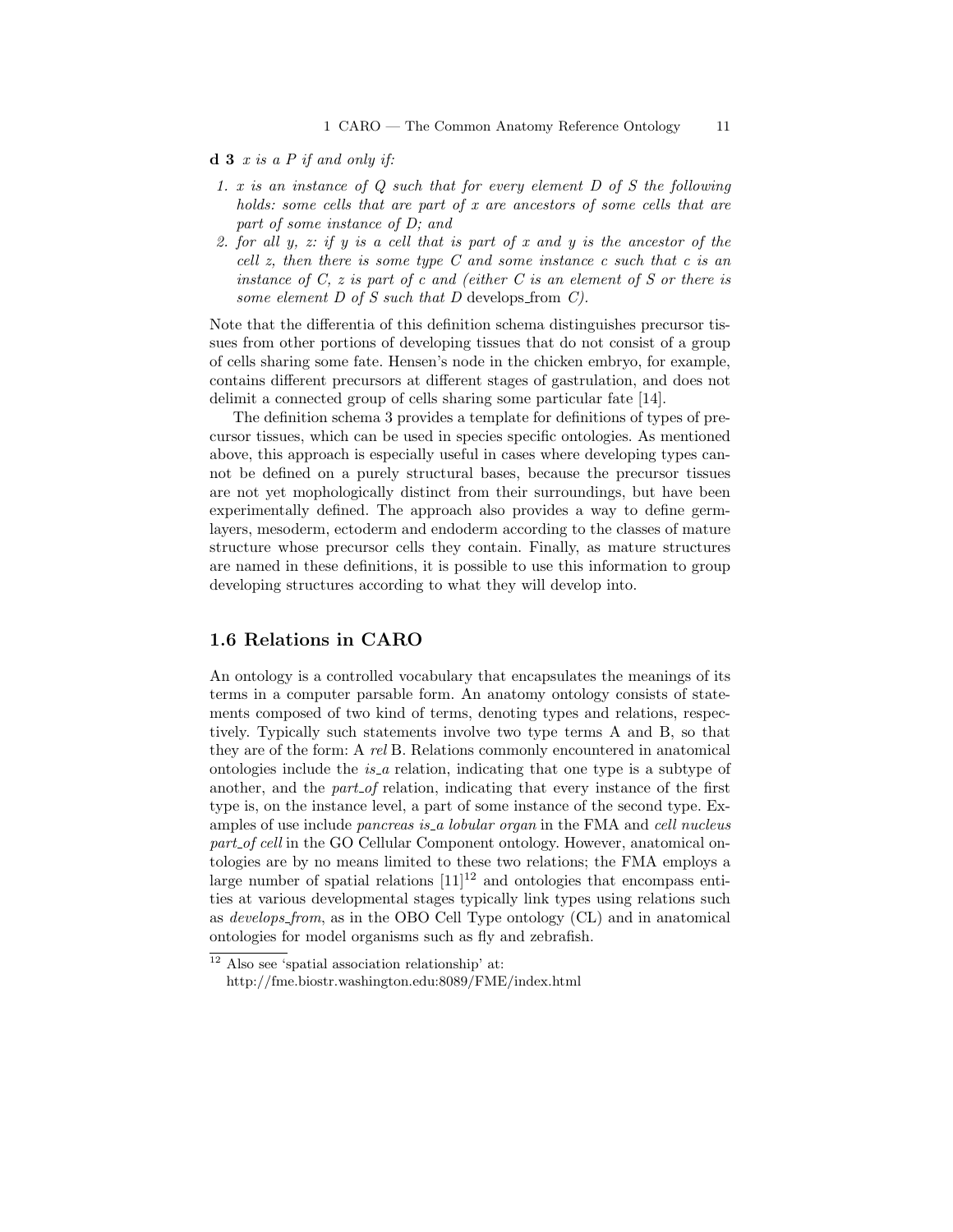**d 3** *x is a P if and only if:*

1. *x is an instance of Q such that for every element D of S the following holds: some cells that are part of x are ancestors of some cells that are part of some instance of D; and*
2. *for all y, z: if y is a cell that is part of x and y is the ancestor of the cell z, then there is some type C and some instance c such that c is an instance of C, z is part of c and (either C is an element of S or there is some element D of S such that D* develops_from *C).*

Note that the differentia of this definition schema distinguishes precursor tissues from other portions of developing tissues that do not consist of a group of cells sharing some fate. Hensen's node in the chicken embryo, for example, contains different precursors at different stages of gastrulation, and does not delimit a connected group of cells sharing some particular fate [14].

The definition schema 3 provides a template for definitions of types of precursor tissues, which can be used in species specific ontologies. As mentioned above, this approach is especially useful in cases where developing types cannot be defined on a purely structural bases, because the precursor tissues are not yet mophologically distinct from their surroundings, but have been experimentally defined. The approach also provides a way to define germ-layers, mesoderm, ectoderm and endoderm according to the classes of mature structure whose precursor cells they contain. Finally, as mature structures are named in these definitions, it is possible to use this information to group developing structures according to what they will develop into.

## 1.6 Relations in CARO

An ontology is a controlled vocabulary that encapsulates the meanings of its terms in a computer parsable form. An anatomy ontology consists of statements composed of two kind of terms, denoting types and relations, respectively. Typically such statements involve two type terms A and B, so that they are of the form: A *rel* B. Relations commonly encountered in anatomical ontologies include the *is_a* relation, indicating that one type is a subtype of another, and the *part_of* relation, indicating that every instance of the first type is, on the instance level, a part of some instance of the second type. Examples of use include *pancreas is_a lobular organ* in the FMA and *cell nucleus part_of cell* in the GO Cellular Component ontology. However, anatomical ontologies are by no means limited to these two relations; the FMA employs a large number of spatial relations [11][12] and ontologies that encompass entities at various developmental stages typically link types using relations such as *develops_from*, as in the OBO Cell Type ontology (CL) and in anatomical ontologies for model organisms such as fly and zebrafish.

[12] Also see 'spatial association relationship' at: http://fme.biostr.washington.edu:8089/FME/index.html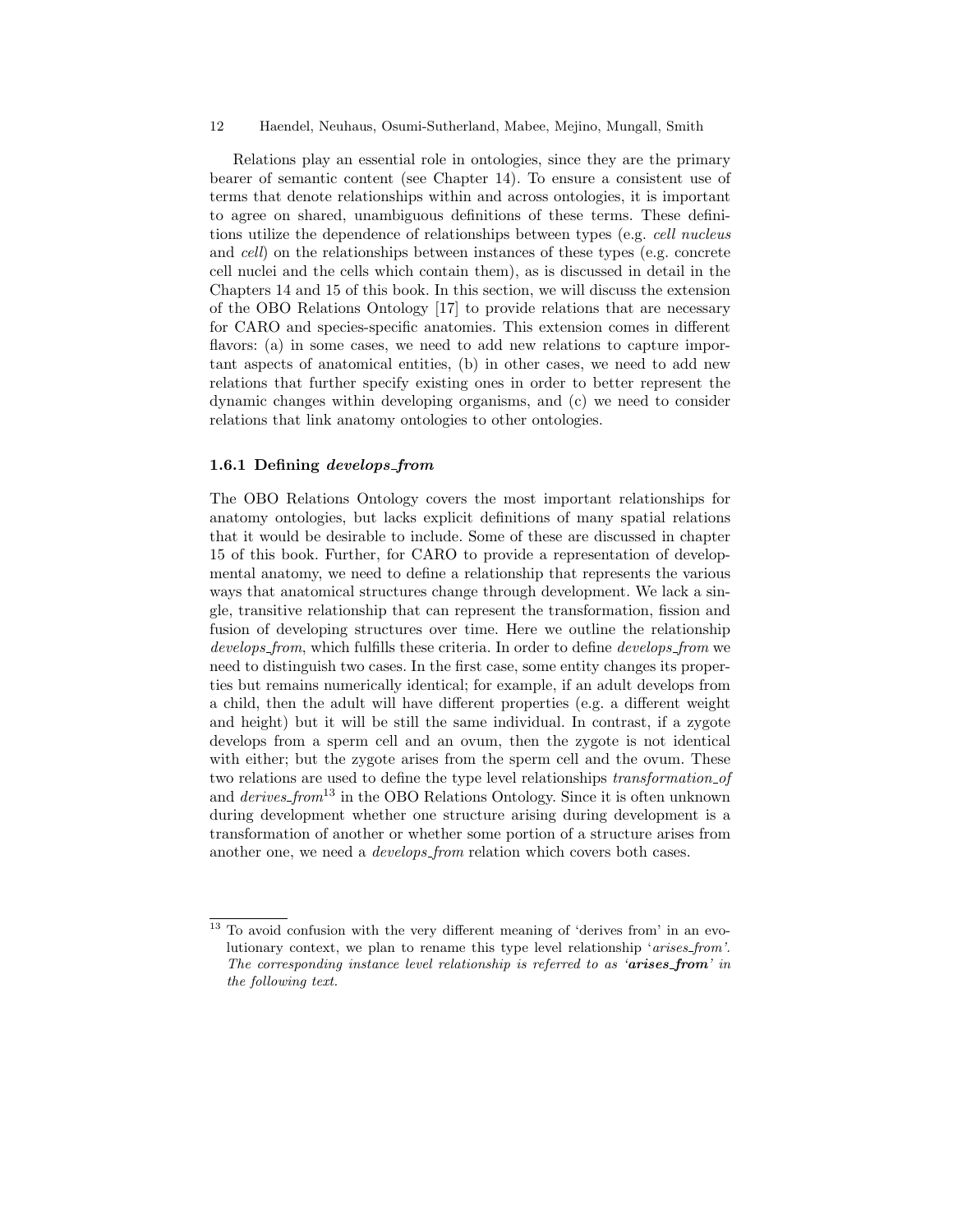Relations play an essential role in ontologies, since they are the primary bearer of semantic content (see Chapter 14). To ensure a consistent use of terms that denote relationships within and across ontologies, it is important to agree on shared, unambiguous definitions of these terms. These definitions utilize the dependence of relationships between types (e.g. *cell nucleus* and *cell*) on the relationships between instances of these types (e.g. concrete cell nuclei and the cells which contain them), as is discussed in detail in the Chapters 14 and 15 of this book. In this section, we will discuss the extension of the OBO Relations Ontology [17] to provide relations that are necessary for CARO and species-specific anatomies. This extension comes in different flavors: (a) in some cases, we need to add new relations to capture important aspects of anatomical entities, (b) in other cases, we need to add new relations that further specify existing ones in order to better represent the dynamic changes within developing organisms, and (c) we need to consider relations that link anatomy ontologies to other ontologies.

### 1.6.1 Defining *develops_from*

The OBO Relations Ontology covers the most important relationships for anatomy ontologies, but lacks explicit definitions of many spatial relations that it would be desirable to include. Some of these are discussed in chapter 15 of this book. Further, for CARO to provide a representation of developmental anatomy, we need to define a relationship that represents the various ways that anatomical structures change through development. We lack a single, transitive relationship that can represent the transformation, fission and fusion of developing structures over time. Here we outline the relationship *develops_from*, which fulfills these criteria. In order to define *develops_from* we need to distinguish two cases. In the first case, some entity changes its properties but remains numerically identical; for example, if an adult develops from a child, then the adult will have different properties (e.g. a different weight and height) but it will be still the same individual. In contrast, if a zygote develops from a sperm cell and an ovum, then the zygote is not identical with either; but the zygote arises from the sperm cell and the ovum. These two relations are used to define the type level relationships *transformation_of* and *derives_from*[13] in the OBO Relations Ontology. Since it is often unknown during development whether one structure arising during development is a transformation of another or whether some portion of a structure arises from another one, we need a *develops_from* relation which covers both cases.

[13] To avoid confusion with the very different meaning of 'derives from' in an evolutionary context, we plan to rename this type level relationship '*arises_from*'. *The corresponding instance level relationship is referred to as '**arises_from**' in the following text.*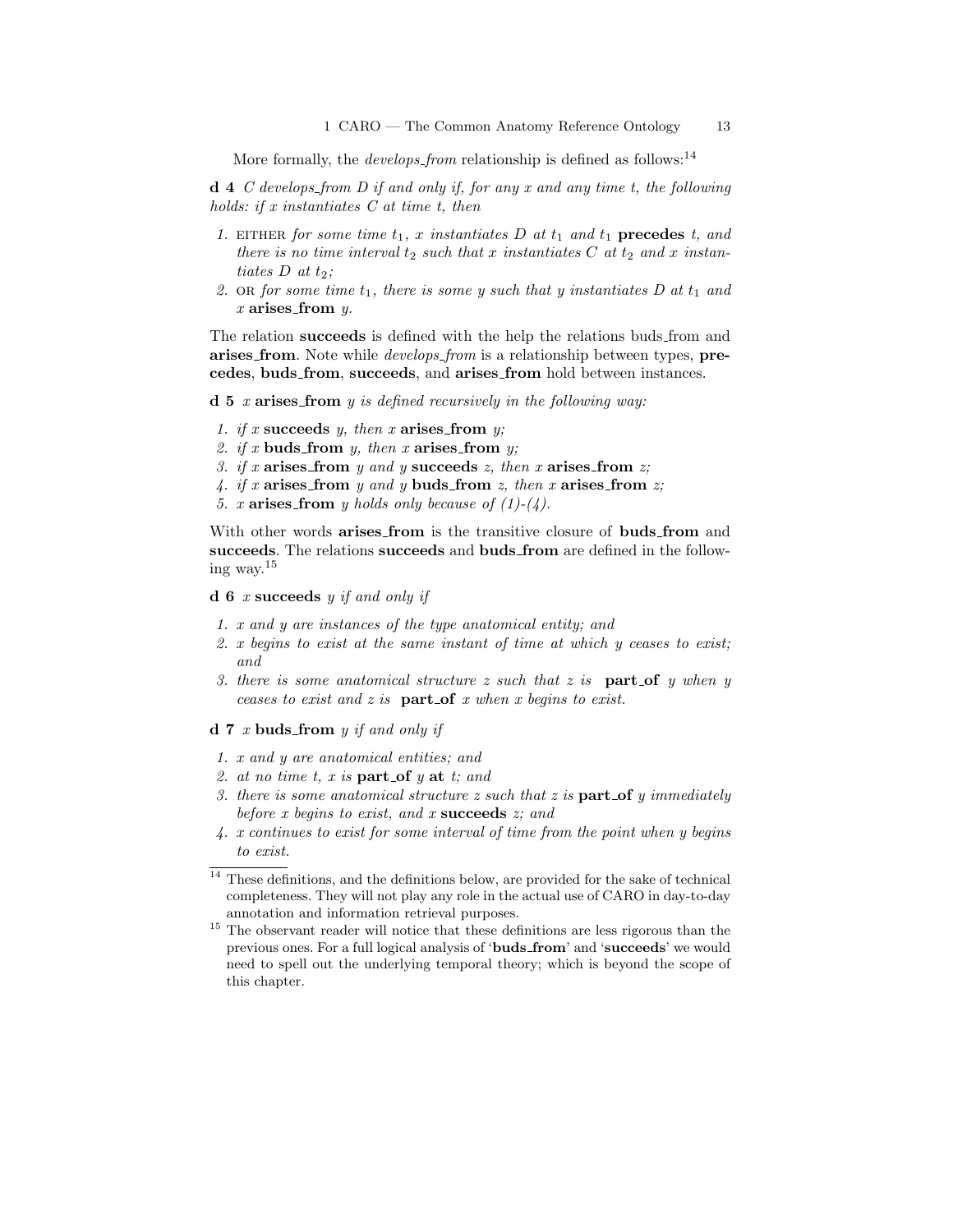More formally, the *develops_from* relationship is defined as follows:[14]

**d 4** *C develops_from D if and only if, for any x and any time t, the following holds: if x instantiates C at time t, then*

1. EITHER *for some time $t_1$, x instantiates D at $t_1$ and $t_1$* **precedes** *t, and there is no time interval $t_2$ such that x instantiates C at $t_2$ and x instantiates D at $t_2$;*
2. OR *for some time $t_1$, there is some y such that y instantiates D at $t_1$ and x* **arises_from** *y.*

The relation **succeeds** is defined with the help the relations buds_from and **arises_from**. Note while *develops_from* is a relationship between types, **precedes**, **buds_from**, **succeeds**, and **arises_from** hold between instances.

**d 5** *x* **arises_from** *y is defined recursively in the following way:*

1. *if x* **succeeds** *y, then x* **arises_from** *y;*
2. *if x* **buds_from** *y, then x* **arises_from** *y;*
3. *if x* **arises_from** *y and y* **succeeds** *z, then x* **arises_from** *z;*
4. *if x* **arises_from** *y and y* **buds_from** *z, then x* **arises_from** *z;*
5. *x* **arises_from** *y holds only because of (1)-(4).*

With other words **arises_from** is the transitive closure of **buds_from** and **succeeds**. The relations **succeeds** and **buds_from** are defined in the following way.[15]

**d 6** *x* **succeeds** *y if and only if*

1. *x and y are instances of the type anatomical entity; and*
2. *x begins to exist at the same instant of time at which y ceases to exist; and*
3. *there is some anatomical structure z such that z is* **part_of** *y when y ceases to exist and z is* **part_of** *x when x begins to exist.*

**d 7** *x* **buds_from** *y if and only if*

1. *x and y are anatomical entities; and*
2. *at no time t, x is* **part_of** *y* **at** *t; and*
3. *there is some anatomical structure z such that z is* **part_of** *y immediately before x begins to exist, and x* **succeeds** *z; and*
4. *x continues to exist for some interval of time from the point when y begins to exist.*

[14] These definitions, and the definitions below, are provided for the sake of technical completeness. They will not play any role in the actual use of CARO in day-to-day annotation and information retrieval purposes.

[15] The observant reader will notice that these definitions are less rigorous than the previous ones. For a full logical analysis of '**buds_from**' and '**succeeds**' we would need to spell out the underlying temporal theory; which is beyond the scope of this chapter.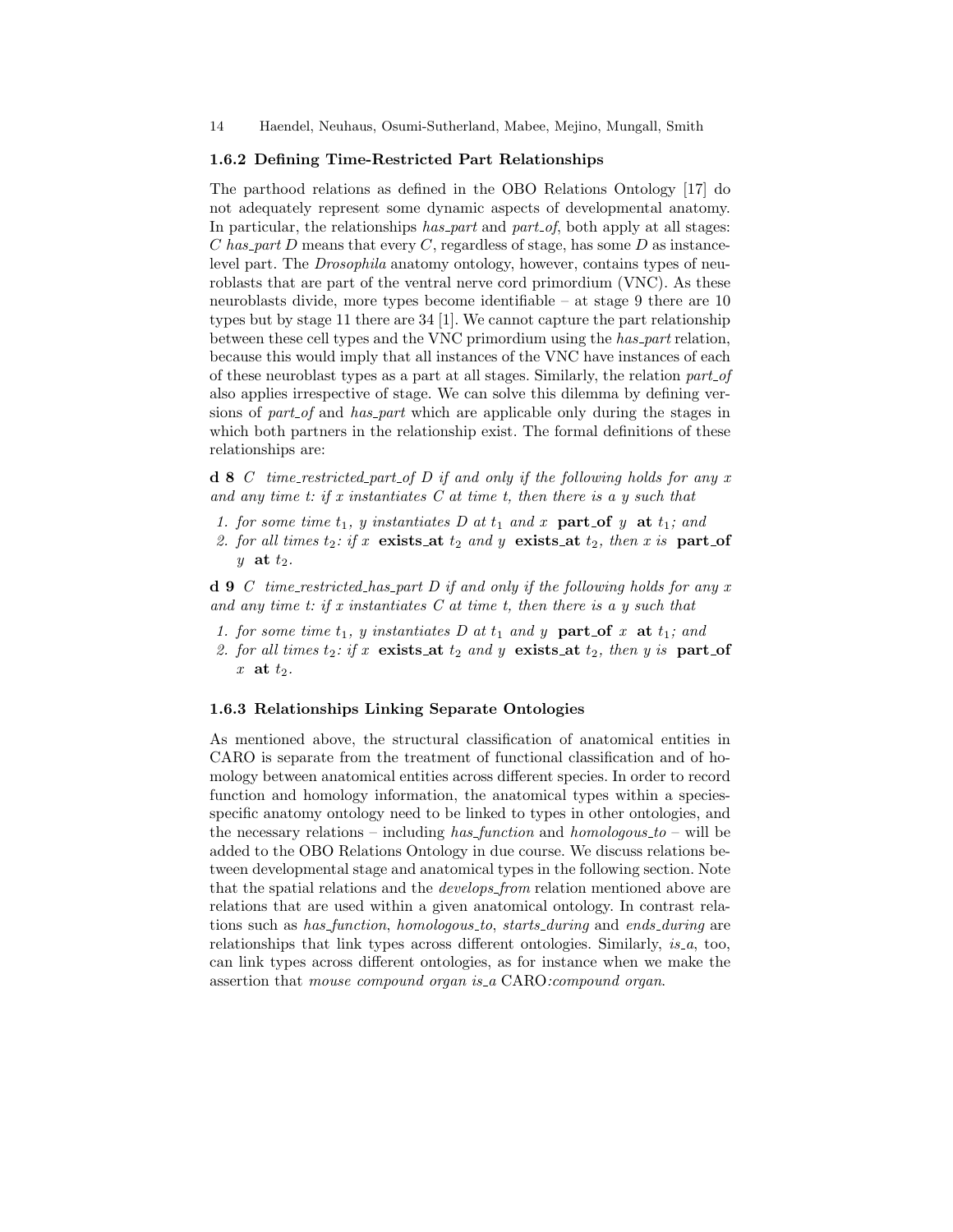### 1.6.2 Defining Time-Restricted Part Relationships

The parthood relations as defined in the OBO Relations Ontology [17] do not adequately represent some dynamic aspects of developmental anatomy. In particular, the relationships *has_part* and *part_of*, both apply at all stages: $C$ *has_part* $D$ means that every $C$, regardless of stage, has some $D$ as instance-level part. The *Drosophila* anatomy ontology, however, contains types of neuroblasts that are part of the ventral nerve cord primordium (VNC). As these neuroblasts divide, more types become identifiable – at stage 9 there are 10 types but by stage 11 there are 34 [1]. We cannot capture the part relationship between these cell types and the VNC primordium using the *has_part* relation, because this would imply that all instances of the VNC have instances of each of these neuroblast types as a part at all stages. Similarly, the relation *part_of* also applies irrespective of stage. We can solve this dilemma by defining versions of *part_of* and *has_part* which are applicable only during the stages in which both partners in the relationship exist. The formal definitions of these relationships are:

**d 8** *$C$ time_restricted_part_of $D$ if and only if the following holds for any $x$ and any time $t$: if $x$ instantiates $C$ at time $t$, then there is a $y$ such that*

1. *for some time $t_1$, $y$ instantiates $D$ at $t_1$ and $x$* **part_of** *$y$* **at** *$t_1$; and*
2. *for all times $t_2$: if $x$* **exists_at** *$t_2$ and $y$* **exists_at** *$t_2$, then $x$ is* **part_of** *$y$* **at** *$t_2$.*

**d 9** *$C$ time_restricted_has_part $D$ if and only if the following holds for any $x$ and any time $t$: if $x$ instantiates $C$ at time $t$, then there is a $y$ such that*

1. *for some time $t_1$, $y$ instantiates $D$ at $t_1$ and $y$* **part_of** *$x$* **at** *$t_1$; and*
2. *for all times $t_2$: if $x$* **exists_at** *$t_2$ and $y$* **exists_at** *$t_2$, then $y$ is* **part_of** *$x$* **at** *$t_2$.*

### 1.6.3 Relationships Linking Separate Ontologies

As mentioned above, the structural classification of anatomical entities in CARO is separate from the treatment of functional classification and of homology between anatomical entities across different species. In order to record function and homology information, the anatomical types within a species-specific anatomy ontology need to be linked to types in other ontologies, and the necessary relations – including *has_function* and *homologous_to* – will be added to the OBO Relations Ontology in due course. We discuss relations between developmental stage and anatomical types in the following section. Note that the spatial relations and the *develops_from* relation mentioned above are relations that are used within a given anatomical ontology. In contrast relations such as *has_function*, *homologous_to*, *starts_during* and *ends_during* are relationships that link types across different ontologies. Similarly, *is_a*, too, can link types across different ontologies, as for instance when we make the assertion that *mouse compound organ is_a* CARO*:compound organ*.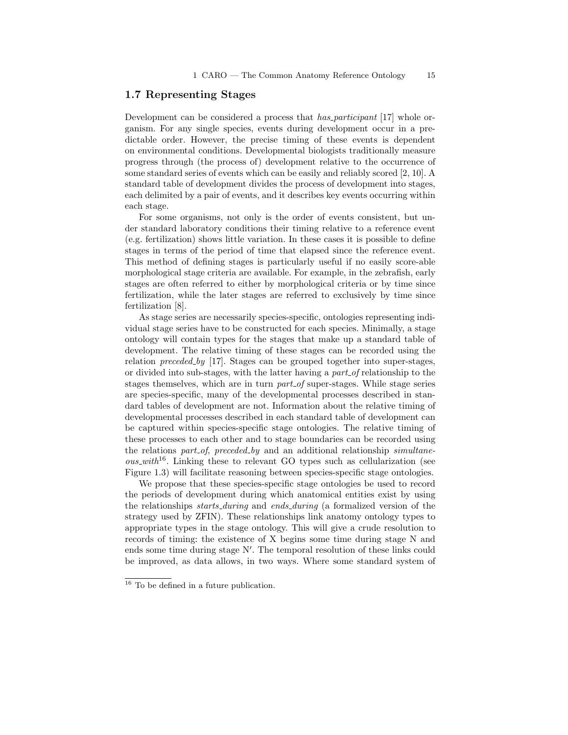## 1.7 Representing Stages

Development can be considered a process that *has_participant* [17] whole organism. For any single species, events during development occur in a predictable order. However, the precise timing of these events is dependent on environmental conditions. Developmental biologists traditionally measure progress through (the process of) development relative to the occurrence of some standard series of events which can be easily and reliably scored [2, 10]. A standard table of development divides the process of development into stages, each delimited by a pair of events, and it describes key events occurring within each stage.

For some organisms, not only is the order of events consistent, but under standard laboratory conditions their timing relative to a reference event (e.g. fertilization) shows little variation. In these cases it is possible to define stages in terms of the period of time that elapsed since the reference event. This method of defining stages is particularly useful if no easily score-able morphological stage criteria are available. For example, in the zebrafish, early stages are often referred to either by morphological criteria or by time since fertilization, while the later stages are referred to exclusively by time since fertilization [8].

As stage series are necessarily species-specific, ontologies representing individual stage series have to be constructed for each species. Minimally, a stage ontology will contain types for the stages that make up a standard table of development. The relative timing of these stages can be recorded using the relation *preceded_by* [17]. Stages can be grouped together into super-stages, or divided into sub-stages, with the latter having a *part_of* relationship to the stages themselves, which are in turn *part_of* super-stages. While stage series are species-specific, many of the developmental processes described in standard tables of development are not. Information about the relative timing of developmental processes described in each standard table of development can be captured within species-specific stage ontologies. The relative timing of these processes to each other and to stage boundaries can be recorded using the relations *part_of*, *preceded_by* and an additional relationship *simultaneous_with*[16]. Linking these to relevant GO types such as cellularization (see Figure 1.3) will facilitate reasoning between species-specific stage ontologies.

We propose that these species-specific stage ontologies be used to record the periods of development during which anatomical entities exist by using the relationships *starts_during* and *ends_during* (a formalized version of the strategy used by ZFIN). These relationships link anatomy ontology types to appropriate types in the stage ontology. This will give a crude resolution to records of timing: the existence of X begins some time during stage N and ends some time during stage N′. The temporal resolution of these links could be improved, as data allows, in two ways. Where some standard system of

[16] To be defined in a future publication.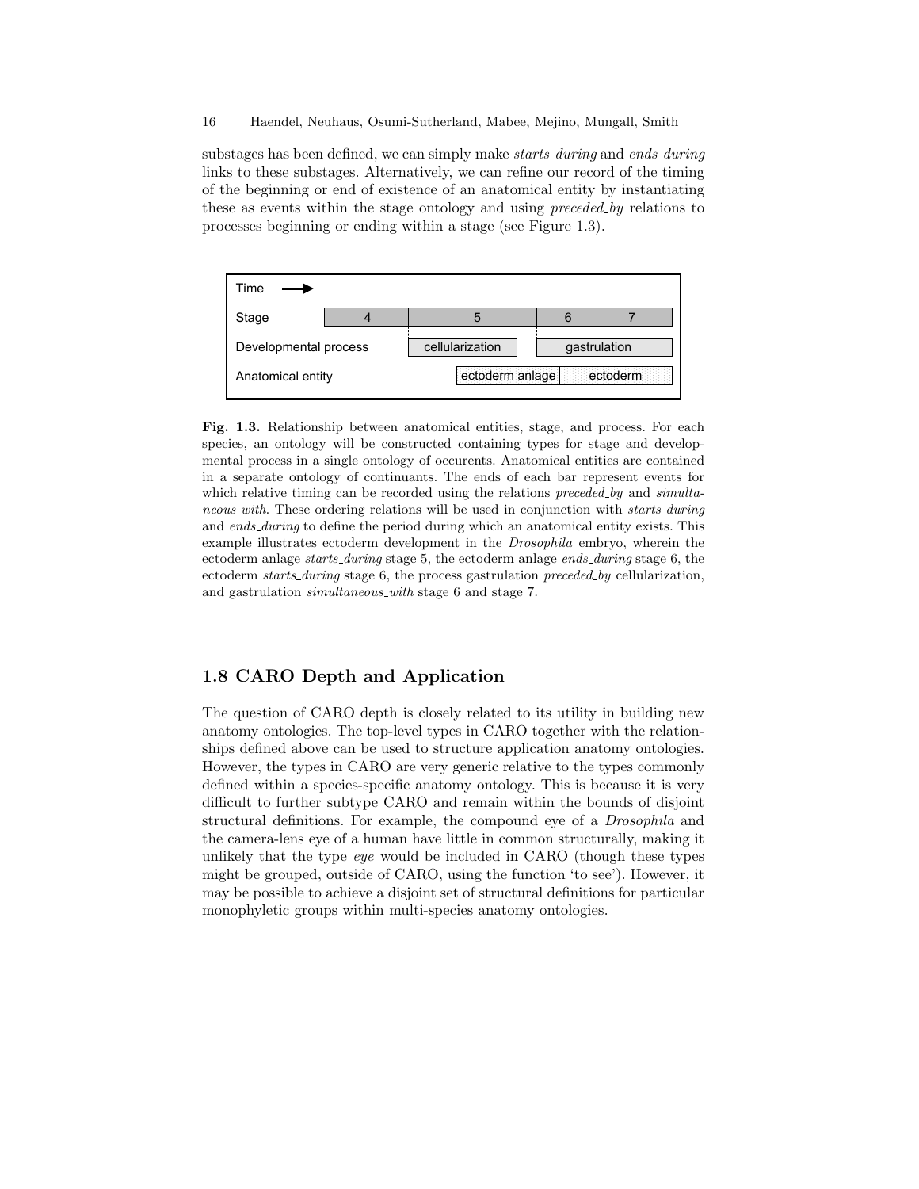substages has been defined, we can simply make *starts_during* and *ends_during* links to these substages. Alternatively, we can refine our record of the timing of the beginning or end of existence of an anatomical entity by instantiating these as events within the stage ontology and using *preceded_by* relations to processes beginning or ending within a stage (see Figure 1.3).

Time

Stage
4
5
6
7

Developmental process
cellularization
gastrulation

Anatomical entity
ectoderm anlage
ectoderm

**Fig. 1.3.** Relationship between anatomical entities, stage, and process. For each species, an ontology will be constructed containing types for stage and developmental process in a single ontology of occurents. Anatomical entities are contained in a separate ontology of continuants. The ends of each bar represent events for which relative timing can be recorded using the relations *preceded_by* and *simultaneous_with*. These ordering relations will be used in conjunction with *starts_during* and *ends_during* to define the period during which an anatomical entity exists. This example illustrates ectoderm development in the *Drosophila* embryo, wherein the ectoderm anlage *starts_during* stage 5, the ectoderm anlage *ends_during* stage 6, the ectoderm *starts_during* stage 6, the process gastrulation *preceded_by* cellularization, and gastrulation *simultaneous_with* stage 6 and stage 7.

## 1.8 CARO Depth and Application

The question of CARO depth is closely related to its utility in building new anatomy ontologies. The top-level types in CARO together with the relationships defined above can be used to structure application anatomy ontologies. However, the types in CARO are very generic relative to the types commonly defined within a species-specific anatomy ontology. This is because it is very difficult to further subtype CARO and remain within the bounds of disjoint structural definitions. For example, the compound eye of a *Drosophila* and the camera-lens eye of a human have little in common structurally, making it unlikely that the type *eye* would be included in CARO (though these types might be grouped, outside of CARO, using the function 'to see'). However, it may be possible to achieve a disjoint set of structural definitions for particular monophyletic groups within multi-species anatomy ontologies.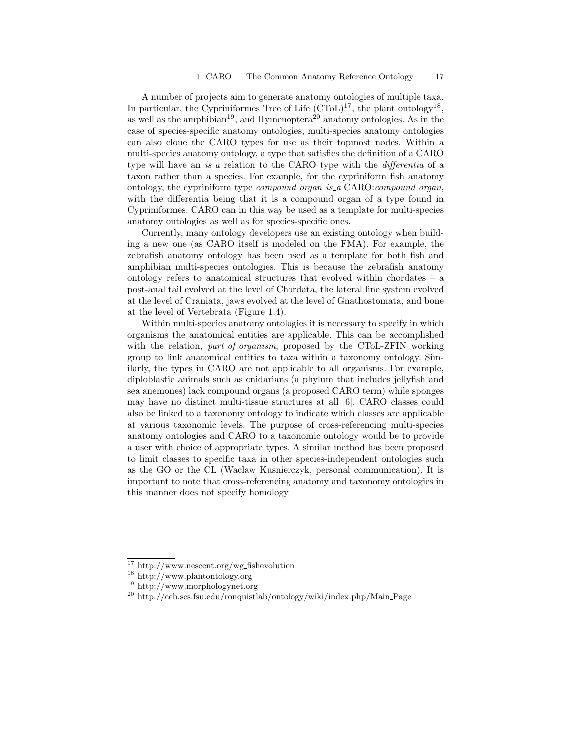A number of projects aim to generate anatomy ontologies of multiple taxa. In particular, the Cypriniformes Tree of Life (CToL)[17], the plant ontology[18], as well as the amphibian[19], and Hymenoptera[20] anatomy ontologies. As in the case of species-specific anatomy ontologies, multi-species anatomy ontologies can also clone the CARO types for use as their topmost nodes. Within a multi-species anatomy ontology, a type that satisfies the definition of a CARO type will have an *is_a* relation to the CARO type with the *differentia* of a taxon rather than a species. For example, for the cypriniform fish anatomy ontology, the cypriniform type *compound organ is_a* CARO:*compound organ*, with the differentia being that it is a compound organ of a type found in Cypriniformes. CARO can in this way be used as a template for multi-species anatomy ontologies as well as for species-specific ones.

Currently, many ontology developers use an existing ontology when building a new one (as CARO itself is modeled on the FMA). For example, the zebrafish anatomy ontology has been used as a template for both fish and amphibian multi-species ontologies. This is because the zebrafish anatomy ontology refers to anatomical structures that evolved within chordates – a post-anal tail evolved at the level of Chordata, the lateral line system evolved at the level of Craniata, jaws evolved at the level of Gnathostomata, and bone at the level of Vertebrata (Figure 1.4).

Within multi-species anatomy ontologies it is necessary to specify in which organisms the anatomical entities are applicable. This can be accomplished with the relation, *part_of_organism*, proposed by the CToL-ZFIN working group to link anatomical entities to taxa within a taxonomy ontology. Similarly, the types in CARO are not applicable to all organisms. For example, diploblastic animals such as cnidarians (a phylum that includes jellyfish and sea anemones) lack compound organs (a proposed CARO term) while sponges may have no distinct multi-tissue structures at all [6]. CARO classes could also be linked to a taxonomy ontology to indicate which classes are applicable at various taxonomic levels. The purpose of cross-referencing multi-species anatomy ontologies and CARO to a taxonomic ontology would be to provide a user with choice of appropriate types. A similar method has been proposed to limit classes to specific taxa in other species-independent ontologies such as the GO or the CL (Waclaw Kusnierczyk, personal communication). It is important to note that cross-referencing anatomy and taxonomy ontologies in this manner does not specify homology.

[17] http://www.nescent.org/wg_fishevolution

[18] http://www.plantontology.org

[19] http://www.morphologynet.org

[20] http://ceb.scs.fsu.edu/ronquistlab/ontology/wiki/index.php/Main_Page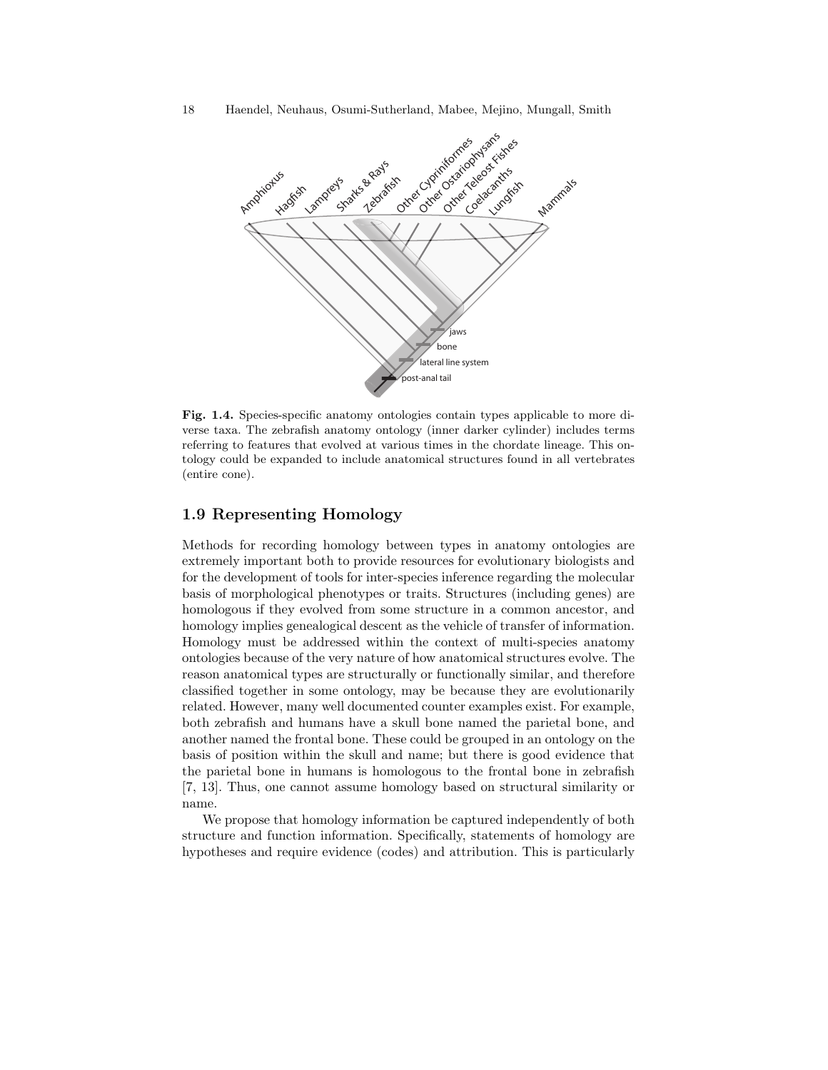Amphioxus
Hagfish
Lampreys
Sharks & Rays
Zebrafish
Other Cypriniformes
Other Ostariophysans
Other Teleost Fishes
Coelacanths
Lungfish
Mammals

jaws
bone
lateral line system
post-anal tail

**Fig. 1.4.** Species-specific anatomy ontologies contain types applicable to more diverse taxa. The zebrafish anatomy ontology (inner darker cylinder) includes terms referring to features that evolved at various times in the chordate lineage. This ontology could be expanded to include anatomical structures found in all vertebrates (entire cone).

## 1.9 Representing Homology

Methods for recording homology between types in anatomy ontologies are extremely important both to provide resources for evolutionary biologists and for the development of tools for inter-species inference regarding the molecular basis of morphological phenotypes or traits. Structures (including genes) are homologous if they evolved from some structure in a common ancestor, and homology implies genealogical descent as the vehicle of transfer of information. Homology must be addressed within the context of multi-species anatomy ontologies because of the very nature of how anatomical structures evolve. The reason anatomical types are structurally or functionally similar, and therefore classified together in some ontology, may be because they are evolutionarily related. However, many well documented counter examples exist. For example, both zebrafish and humans have a skull bone named the parietal bone, and another named the frontal bone. These could be grouped in an ontology on the basis of position within the skull and name; but there is good evidence that the parietal bone in humans is homologous to the frontal bone in zebrafish [7, 13]. Thus, one cannot assume homology based on structural similarity or name.

We propose that homology information be captured independently of both structure and function information. Specifically, statements of homology are hypotheses and require evidence (codes) and attribution. This is particularly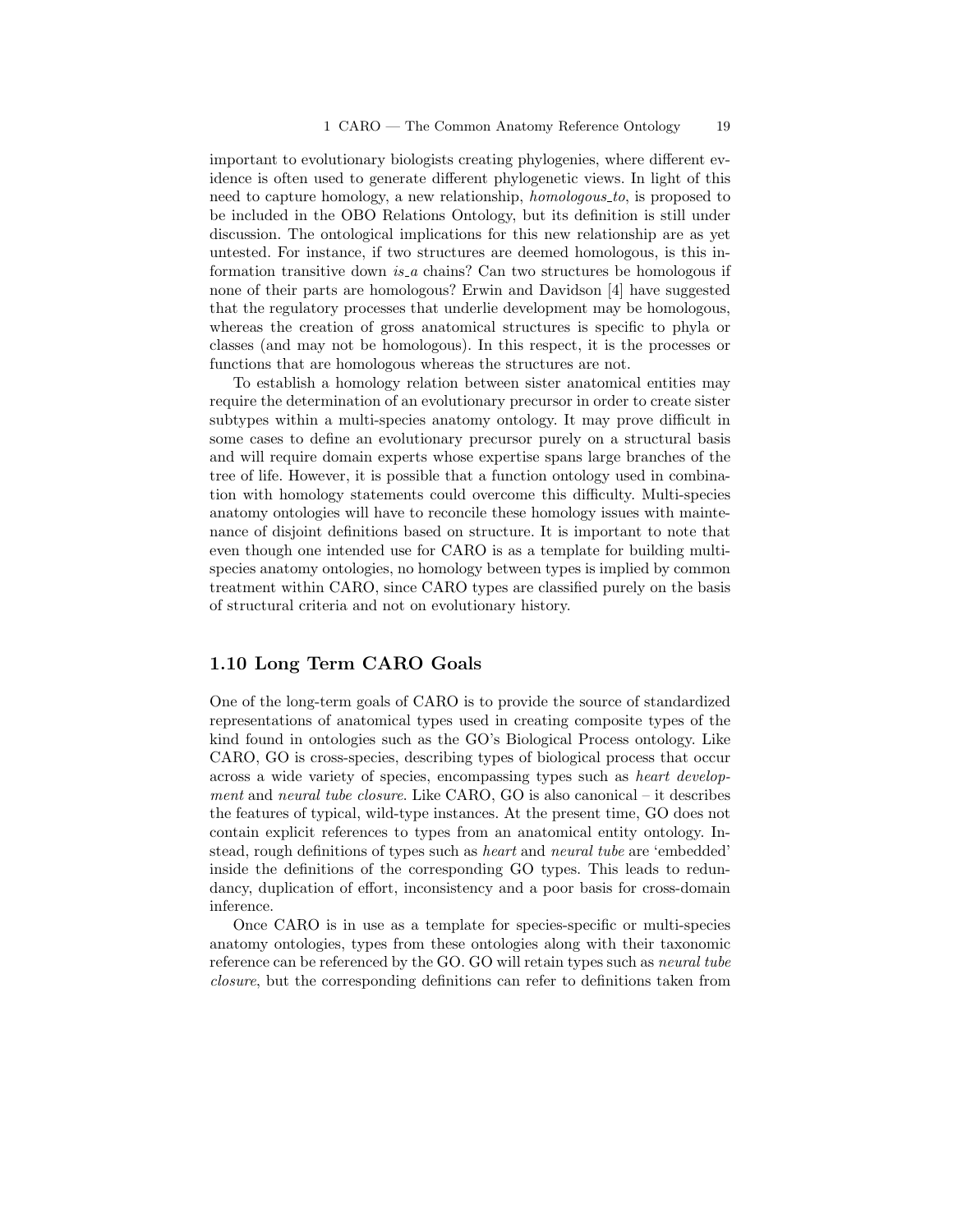important to evolutionary biologists creating phylogenies, where different evidence is often used to generate different phylogenetic views. In light of this need to capture homology, a new relationship, *homologous_to*, is proposed to be included in the OBO Relations Ontology, but its definition is still under discussion. The ontological implications for this new relationship are as yet untested. For instance, if two structures are deemed homologous, is this information transitive down *is_a* chains? Can two structures be homologous if none of their parts are homologous? Erwin and Davidson [4] have suggested that the regulatory processes that underlie development may be homologous, whereas the creation of gross anatomical structures is specific to phyla or classes (and may not be homologous). In this respect, it is the processes or functions that are homologous whereas the structures are not.

To establish a homology relation between sister anatomical entities may require the determination of an evolutionary precursor in order to create sister subtypes within a multi-species anatomy ontology. It may prove difficult in some cases to define an evolutionary precursor purely on a structural basis and will require domain experts whose expertise spans large branches of the tree of life. However, it is possible that a function ontology used in combination with homology statements could overcome this difficulty. Multi-species anatomy ontologies will have to reconcile these homology issues with maintenance of disjoint definitions based on structure. It is important to note that even though one intended use for CARO is as a template for building multi-species anatomy ontologies, no homology between types is implied by common treatment within CARO, since CARO types are classified purely on the basis of structural criteria and not on evolutionary history.

## 1.10 Long Term CARO Goals

One of the long-term goals of CARO is to provide the source of standardized representations of anatomical types used in creating composite types of the kind found in ontologies such as the GO's Biological Process ontology. Like CARO, GO is cross-species, describing types of biological process that occur across a wide variety of species, encompassing types such as *heart development* and *neural tube closure*. Like CARO, GO is also canonical – it describes the features of typical, wild-type instances. At the present time, GO does not contain explicit references to types from an anatomical entity ontology. Instead, rough definitions of types such as *heart* and *neural tube* are 'embedded' inside the definitions of the corresponding GO types. This leads to redundancy, duplication of effort, inconsistency and a poor basis for cross-domain inference.

Once CARO is in use as a template for species-specific or multi-species anatomy ontologies, types from these ontologies along with their taxonomic reference can be referenced by the GO. GO will retain types such as *neural tube closure*, but the corresponding definitions can refer to definitions taken from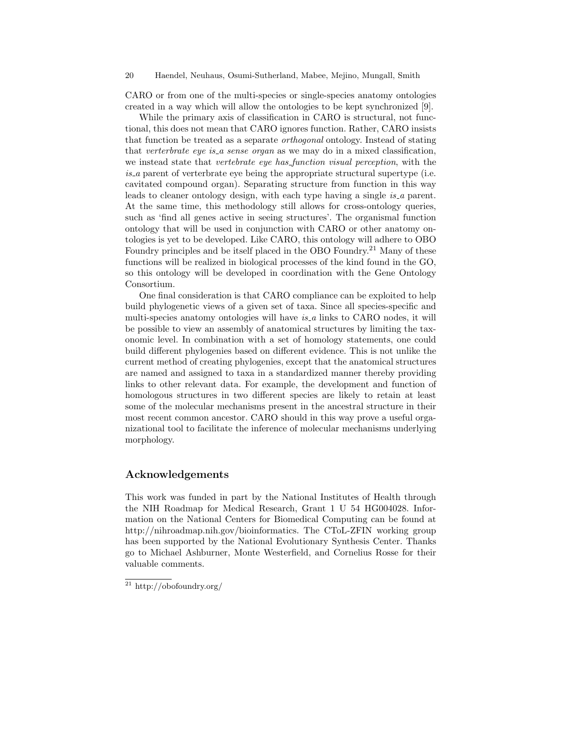CARO or from one of the multi-species or single-species anatomy ontologies created in a way which will allow the ontologies to be kept synchronized [9].

While the primary axis of classification in CARO is structural, not functional, this does not mean that CARO ignores function. Rather, CARO insists that function be treated as a separate *orthogonal* ontology. Instead of stating that *verterbrate eye is_a sense organ* as we may do in a mixed classification, we instead state that *vertebrate eye has_function visual perception*, with the *is_a* parent of verterbrate eye being the appropriate structural supertype (i.e. cavitated compound organ). Separating structure from function in this way leads to cleaner ontology design, with each type having a single *is_a* parent. At the same time, this methodology still allows for cross-ontology queries, such as 'find all genes active in seeing structures'. The organismal function ontology that will be used in conjunction with CARO or other anatomy ontologies is yet to be developed. Like CARO, this ontology will adhere to OBO Foundry principles and be itself placed in the OBO Foundry.[21] Many of these functions will be realized in biological processes of the kind found in the GO, so this ontology will be developed in coordination with the Gene Ontology Consortium.

One final consideration is that CARO compliance can be exploited to help build phylogenetic views of a given set of taxa. Since all species-specific and multi-species anatomy ontologies will have *is_a* links to CARO nodes, it will be possible to view an assembly of anatomical structures by limiting the taxonomic level. In combination with a set of homology statements, one could build different phylogenies based on different evidence. This is not unlike the current method of creating phylogenies, except that the anatomical structures are named and assigned to taxa in a standardized manner thereby providing links to other relevant data. For example, the development and function of homologous structures in two different species are likely to retain at least some of the molecular mechanisms present in the ancestral structure in their most recent common ancestor. CARO should in this way prove a useful organizational tool to facilitate the inference of molecular mechanisms underlying morphology.

## Acknowledgements

This work was funded in part by the National Institutes of Health through the NIH Roadmap for Medical Research, Grant 1 U 54 HG004028. Information on the National Centers for Biomedical Computing can be found at http://nihroadmap.nih.gov/bioinformatics. The CToL-ZFIN working group has been supported by the National Evolutionary Synthesis Center. Thanks go to Michael Ashburner, Monte Westerfield, and Cornelius Rosse for their valuable comments.

[21] http://obofoundry.org/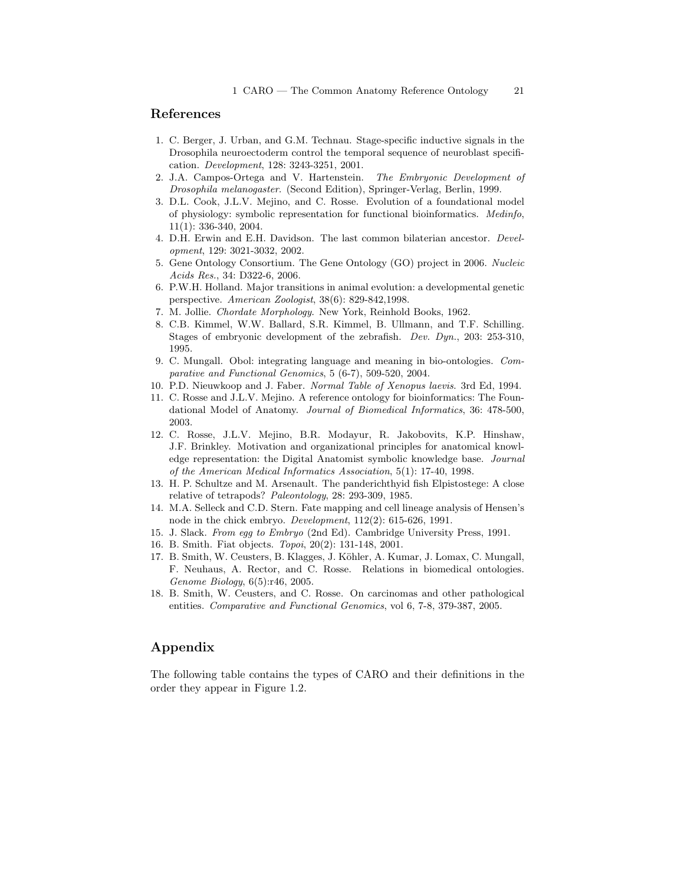## References

1. C. Berger, J. Urban, and G.M. Technau. Stage-specific inductive signals in the Drosophila neuroectoderm control the temporal sequence of neuroblast specification. *Development*, 128: 3243-3251, 2001.
2. J.A. Campos-Ortega and V. Hartenstein. *The Embryonic Development of Drosophila melanogaster*. (Second Edition), Springer-Verlag, Berlin, 1999.
3. D.L. Cook, J.L.V. Mejino, and C. Rosse. Evolution of a foundational model of physiology: symbolic representation for functional bioinformatics. *Medinfo*, 11(1): 336-340, 2004.
4. D.H. Erwin and E.H. Davidson. The last common bilaterian ancestor. *Development*, 129: 3021-3032, 2002.
5. Gene Ontology Consortium. The Gene Ontology (GO) project in 2006. *Nucleic Acids Res.*, 34: D322-6, 2006.
6. P.W.H. Holland. Major transitions in animal evolution: a developmental genetic perspective. *American Zoologist*, 38(6): 829-842,1998.
7. M. Jollie. *Chordate Morphology*. New York, Reinhold Books, 1962.
8. C.B. Kimmel, W.W. Ballard, S.R. Kimmel, B. Ullmann, and T.F. Schilling. Stages of embryonic development of the zebrafish. *Dev. Dyn.*, 203: 253-310, 1995.
9. C. Mungall. Obol: integrating language and meaning in bio-ontologies. *Comparative and Functional Genomics*, 5 (6-7), 509-520, 2004.
10. P.D. Nieuwkoop and J. Faber. *Normal Table of Xenopus laevis*. 3rd Ed, 1994.
11. C. Rosse and J.L.V. Mejino. A reference ontology for bioinformatics: The Foundational Model of Anatomy. *Journal of Biomedical Informatics*, 36: 478-500, 2003.
12. C. Rosse, J.L.V. Mejino, B.R. Modayur, R. Jakobovits, K.P. Hinshaw, J.F. Brinkley. Motivation and organizational principles for anatomical knowledge representation: the Digital Anatomist symbolic knowledge base. *Journal of the American Medical Informatics Association*, 5(1): 17-40, 1998.
13. H. P. Schultze and M. Arsenault. The panderichthyid fish Elpistostege: A close relative of tetrapods? *Paleontology*, 28: 293-309, 1985.
14. M.A. Selleck and C.D. Stern. Fate mapping and cell lineage analysis of Hensen's node in the chick embryo. *Development*, 112(2): 615-626, 1991.
15. J. Slack. *From egg to Embryo* (2nd Ed). Cambridge University Press, 1991.
16. B. Smith. Fiat objects. *Topoi*, 20(2): 131-148, 2001.
17. B. Smith, W. Ceusters, B. Klagges, J. Köhler, A. Kumar, J. Lomax, C. Mungall, F. Neuhaus, A. Rector, and C. Rosse. Relations in biomedical ontologies. *Genome Biology*, 6(5):r46, 2005.
18. B. Smith, W. Ceusters, and C. Rosse. On carcinomas and other pathological entities. *Comparative and Functional Genomics*, vol 6, 7-8, 379-387, 2005.

## Appendix

The following table contains the types of CARO and their definitions in the order they appear in Figure 1.2.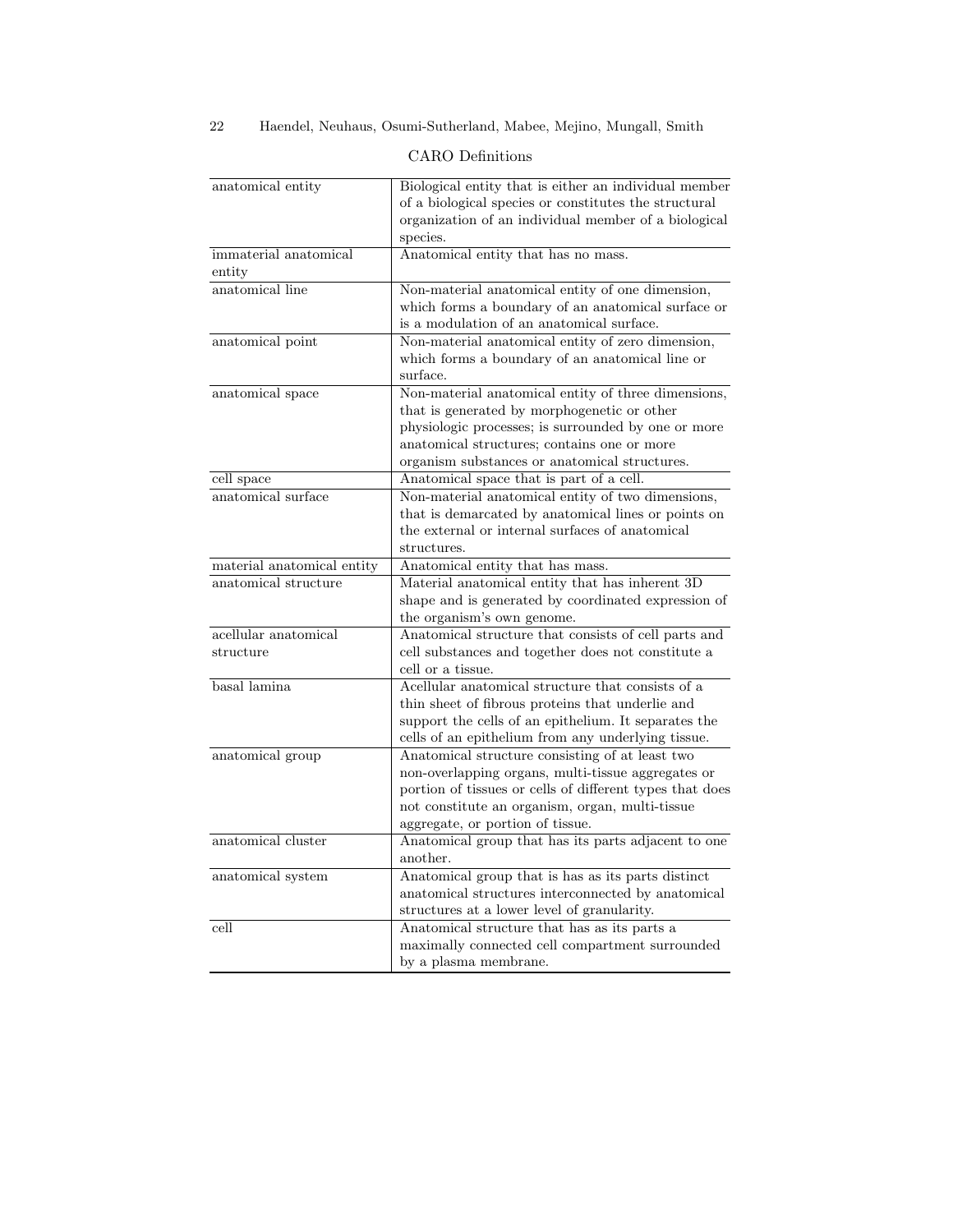CARO Definitions

| | |
|---|---|
| anatomical entity | Biological entity that is either an individual member of a biological species or constitutes the structural organization of an individual member of a biological species. |
| immaterial anatomical entity | Anatomical entity that has no mass. |
| anatomical line | Non-material anatomical entity of one dimension, which forms a boundary of an anatomical surface or is a modulation of an anatomical surface. |
| anatomical point | Non-material anatomical entity of zero dimension, which forms a boundary of an anatomical line or surface. |
| anatomical space | Non-material anatomical entity of three dimensions, that is generated by morphogenetic or other physiologic processes; is surrounded by one or more anatomical structures; contains one or more organism substances or anatomical structures. |
| cell space | Anatomical space that is part of a cell. |
| anatomical surface | Non-material anatomical entity of two dimensions, that is demarcated by anatomical lines or points on the external or internal surfaces of anatomical structures. |
| material anatomical entity | Anatomical entity that has mass. |
| anatomical structure | Material anatomical entity that has inherent 3D shape and is generated by coordinated expression of the organism's own genome. |
| acellular anatomical structure | Anatomical structure that consists of cell parts and cell substances and together does not constitute a cell or a tissue. |
| basal lamina | Acellular anatomical structure that consists of a thin sheet of fibrous proteins that underlie and support the cells of an epithelium. It separates the cells of an epithelium from any underlying tissue. |
| anatomical group | Anatomical structure consisting of at least two non-overlapping organs, multi-tissue aggregates or portion of tissues or cells of different types that does not constitute an organism, organ, multi-tissue aggregate, or portion of tissue. |
| anatomical cluster | Anatomical group that has its parts adjacent to one another. |
| anatomical system | Anatomical group that is has as its parts distinct anatomical structures interconnected by anatomical structures at a lower level of granularity. |
| cell | Anatomical structure that has as its parts a maximally connected cell compartment surrounded by a plasma membrane. |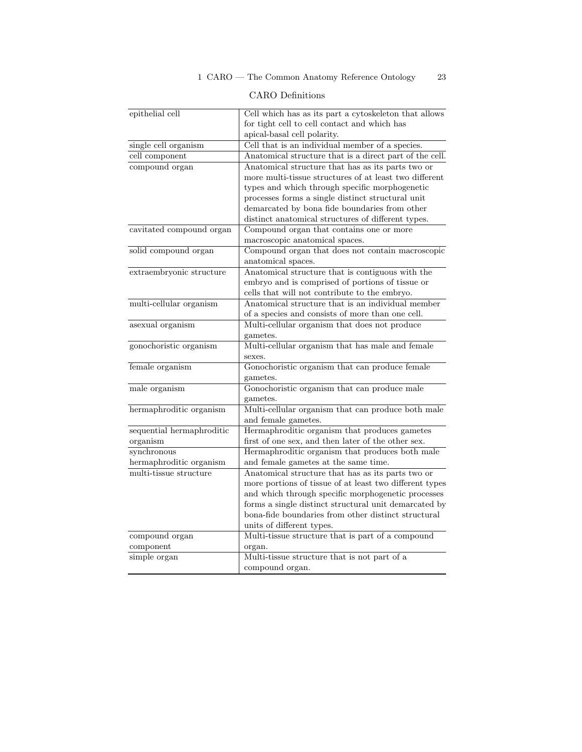CARO Definitions

| | |
|---|---|
| epithelial cell | Cell which has as its part a cytoskeleton that allows for tight cell to cell contact and which has apical-basal cell polarity. |
| single cell organism | Cell that is an individual member of a species. |
| cell component | Anatomical structure that is a direct part of the cell. |
| compound organ | Anatomical structure that has as its parts two or more multi-tissue structures of at least two different types and which through specific morphogenetic processes forms a single distinct structural unit demarcated by bona fide boundaries from other distinct anatomical structures of different types. |
| cavitated compound organ | Compound organ that contains one or more macroscopic anatomical spaces. |
| solid compound organ | Compound organ that does not contain macroscopic anatomical spaces. |
| extraembryonic structure | Anatomical structure that is contiguous with the embryo and is comprised of portions of tissue or cells that will not contribute to the embryo. |
| multi-cellular organism | Anatomical structure that is an individual member of a species and consists of more than one cell. |
| asexual organism | Multi-cellular organism that does not produce gametes. |
| gonochoristic organism | Multi-cellular organism that has male and female sexes. |
| female organism | Gonochoristic organism that can produce female gametes. |
| male organism | Gonochoristic organism that can produce male gametes. |
| hermaphroditic organism | Multi-cellular organism that can produce both male and female gametes. |
| sequential hermaphroditic organism | Hermaphroditic organism that produces gametes first of one sex, and then later of the other sex. |
| synchronous hermaphroditic organism | Hermaphroditic organism that produces both male and female gametes at the same time. |
| multi-tissue structure | Anatomical structure that has as its parts two or more portions of tissue of at least two different types and which through specific morphogenetic processes forms a single distinct structural unit demarcated by bona-fide boundaries from other distinct structural units of different types. |
| compound organ component | Multi-tissue structure that is part of a compound organ. |
| simple organ | Multi-tissue structure that is not part of a compound organ. |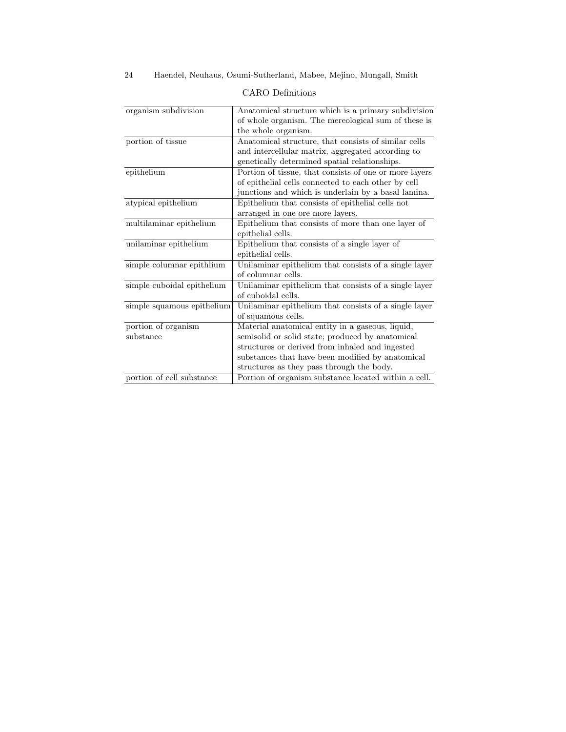CARO Definitions

| | |
|---|---|
| organism subdivision | Anatomical structure which is a primary subdivision of whole organism. The mereological sum of these is the whole organism. |
| portion of tissue | Anatomical structure, that consists of similar cells and intercellular matrix, aggregated according to genetically determined spatial relationships. |
| epithelium | Portion of tissue, that consists of one or more layers of epithelial cells connected to each other by cell junctions and which is underlain by a basal lamina. |
| atypical epithelium | Epithelium that consists of epithelial cells not arranged in one ore more layers. |
| multilaminar epithelium | Epithelium that consists of more than one layer of epithelial cells. |
| unilaminar epithelium | Epithelium that consists of a single layer of epithelial cells. |
| simple columnar epithlium | Unilaminar epithelium that consists of a single layer of columnar cells. |
| simple cuboidal epithelium | Unilaminar epithelium that consists of a single layer of cuboidal cells. |
| simple squamous epithelium | Unilaminar epithelium that consists of a single layer of squamous cells. |
| portion of organism substance | Material anatomical entity in a gaseous, liquid, semisolid or solid state; produced by anatomical structures or derived from inhaled and ingested substances that have been modified by anatomical structures as they pass through the body. |
| portion of cell substance | Portion of organism substance located within a cell. |